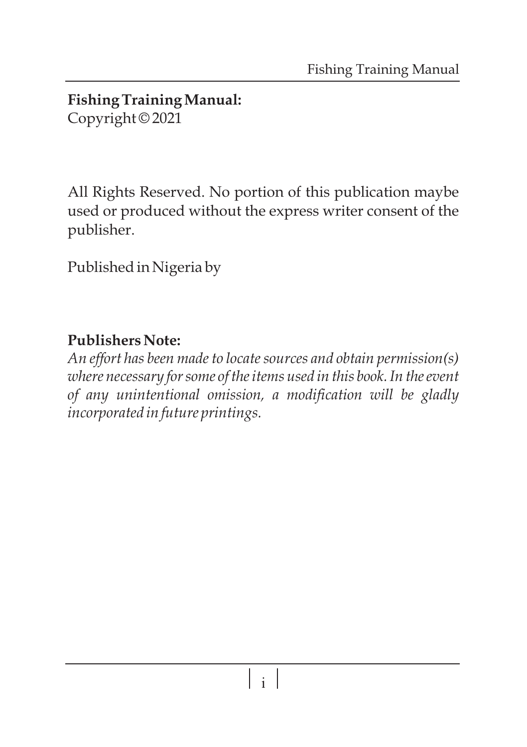**Fishing Training Manual:**
Copyright © 2021

All Rights Reserved. No portion of this publication maybe used or produced without the express writer consent of the publisher.

Published in Nigeria by

**Publishers Note:**
*An effort has been made to locate sources and obtain permission(s) where necessary for some of the items used in this book. In the event of any unintentional omission, a modification will be gladly incorporated in future printings.*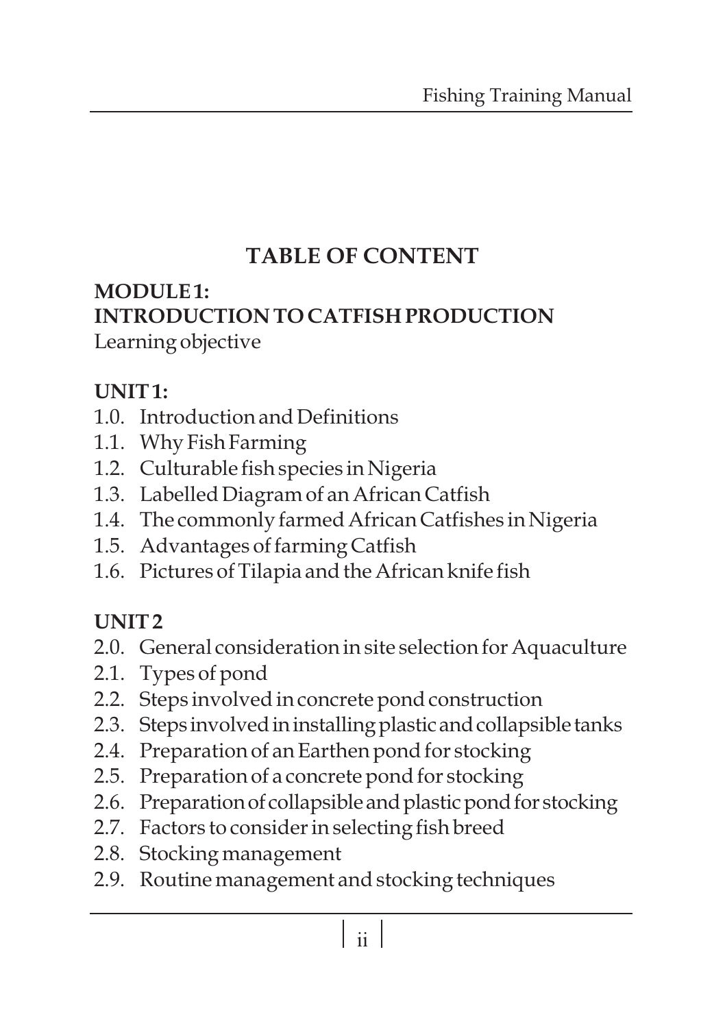# TABLE OF CONTENT

## MODULE 1:
## INTRODUCTION TO CATFISH PRODUCTION

Learning objective

### UNIT 1:

1.0. Introduction and Definitions
1.1. Why Fish Farming
1.2. Culturable fish species in Nigeria
1.3. Labelled Diagram of an African Catfish
1.4. The commonly farmed African Catfishes in Nigeria
1.5. Advantages of farming Catfish
1.6. Pictures of Tilapia and the African knife fish

### UNIT 2

2.0. General consideration in site selection for Aquaculture
2.1. Types of pond
2.2. Steps involved in concrete pond construction
2.3. Steps involved in installing plastic and collapsible tanks
2.4. Preparation of an Earthen pond for stocking
2.5. Preparation of a concrete pond for stocking
2.6. Preparation of collapsible and plastic pond for stocking
2.7. Factors to consider in selecting fish breed
2.8. Stocking management
2.9. Routine management and stocking techniques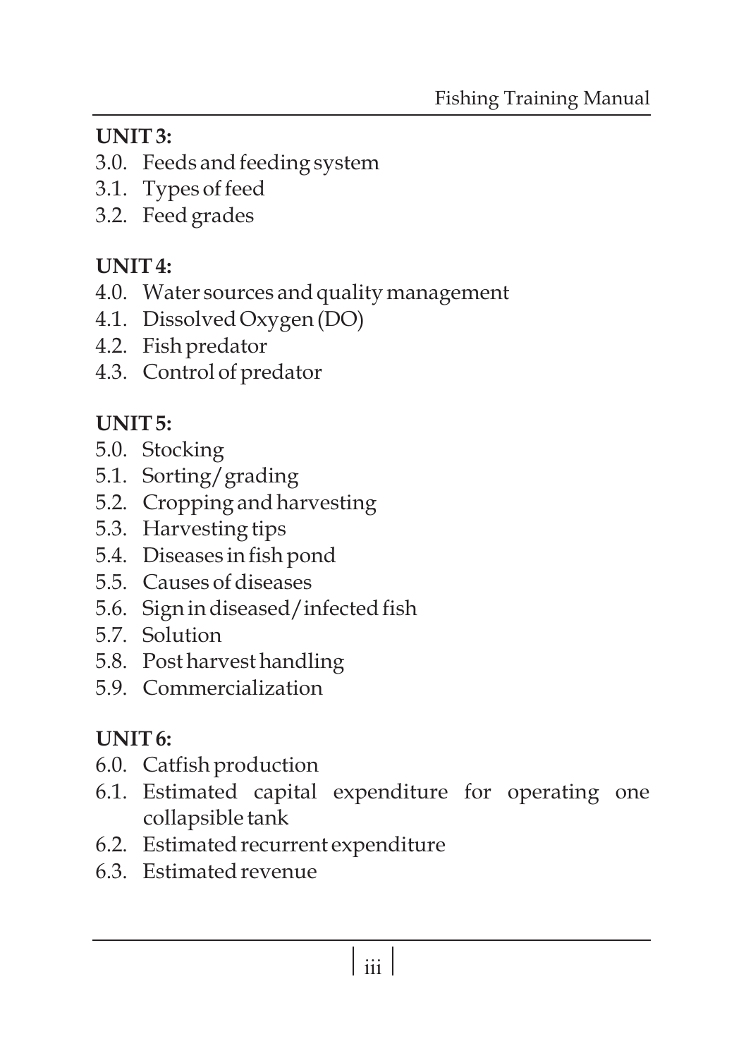**UNIT 3:**

3.0. Feeds and feeding system
3.1. Types of feed
3.2. Feed grades

**UNIT 4:**

4.0. Water sources and quality management
4.1. Dissolved Oxygen (DO)
4.2. Fish predator
4.3. Control of predator

**UNIT 5:**

5.0. Stocking
5.1. Sorting/grading
5.2. Cropping and harvesting
5.3. Harvesting tips
5.4. Diseases in fish pond
5.5. Causes of diseases
5.6. Sign in diseased/infected fish
5.7. Solution
5.8. Post harvest handling
5.9. Commercialization

**UNIT 6:**

6.0. Catfish production
6.1. Estimated capital expenditure for operating one collapsible tank
6.2. Estimated recurrent expenditure
6.3. Estimated revenue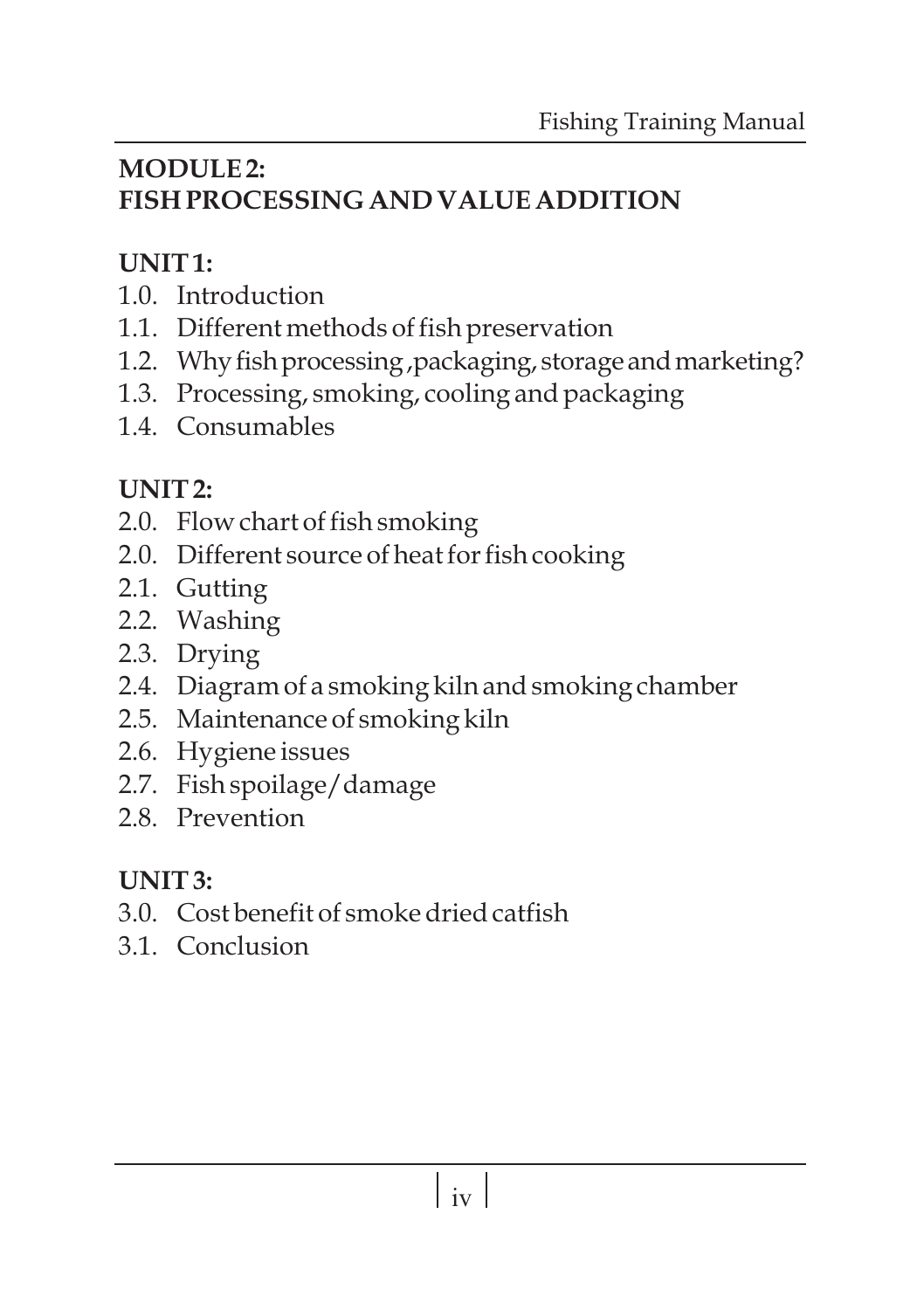## MODULE 2:
## FISH PROCESSING AND VALUE ADDITION

### UNIT 1:

1.0. Introduction
1.1. Different methods of fish preservation
1.2. Why fish processing ,packaging, storage and marketing?
1.3. Processing, smoking, cooling and packaging
1.4. Consumables

### UNIT 2:

2.0. Flow chart of fish smoking
2.0. Different source of heat for fish cooking
2.1. Gutting
2.2. Washing
2.3. Drying
2.4. Diagram of a smoking kiln and smoking chamber
2.5. Maintenance of smoking kiln
2.6. Hygiene issues
2.7. Fish spoilage/damage
2.8. Prevention

### UNIT 3:

3.0. Cost benefit of smoke dried catfish
3.1. Conclusion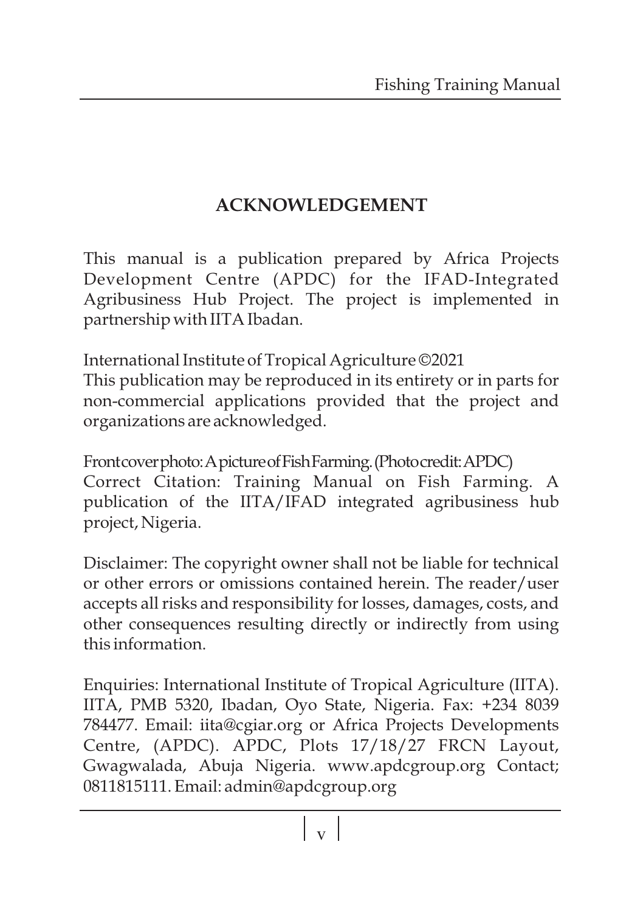## ACKNOWLEDGEMENT

This manual is a publication prepared by Africa Projects Development Centre (APDC) for the IFAD-Integrated Agribusiness Hub Project. The project is implemented in partnership with IITA Ibadan.

International Institute of Tropical Agriculture ©2021
This publication may be reproduced in its entirety or in parts for non-commercial applications provided that the project and organizations are acknowledged.

Front cover photo: A picture of Fish Farming. (Photo credit: APDC)
Correct Citation: Training Manual on Fish Farming. A publication of the IITA/IFAD integrated agribusiness hub project, Nigeria.

Disclaimer: The copyright owner shall not be liable for technical or other errors or omissions contained herein. The reader/user accepts all risks and responsibility for losses, damages, costs, and other consequences resulting directly or indirectly from using this information.

Enquiries: International Institute of Tropical Agriculture (IITA). IITA, PMB 5320, Ibadan, Oyo State, Nigeria. Fax: +234 8039 784477. Email: iita@cgiar.org or Africa Projects Developments Centre, (APDC). APDC, Plots 17/18/27 FRCN Layout, Gwagwalada, Abuja Nigeria. www.apdcgroup.org Contact; 0811815111. Email: admin@apdcgroup.org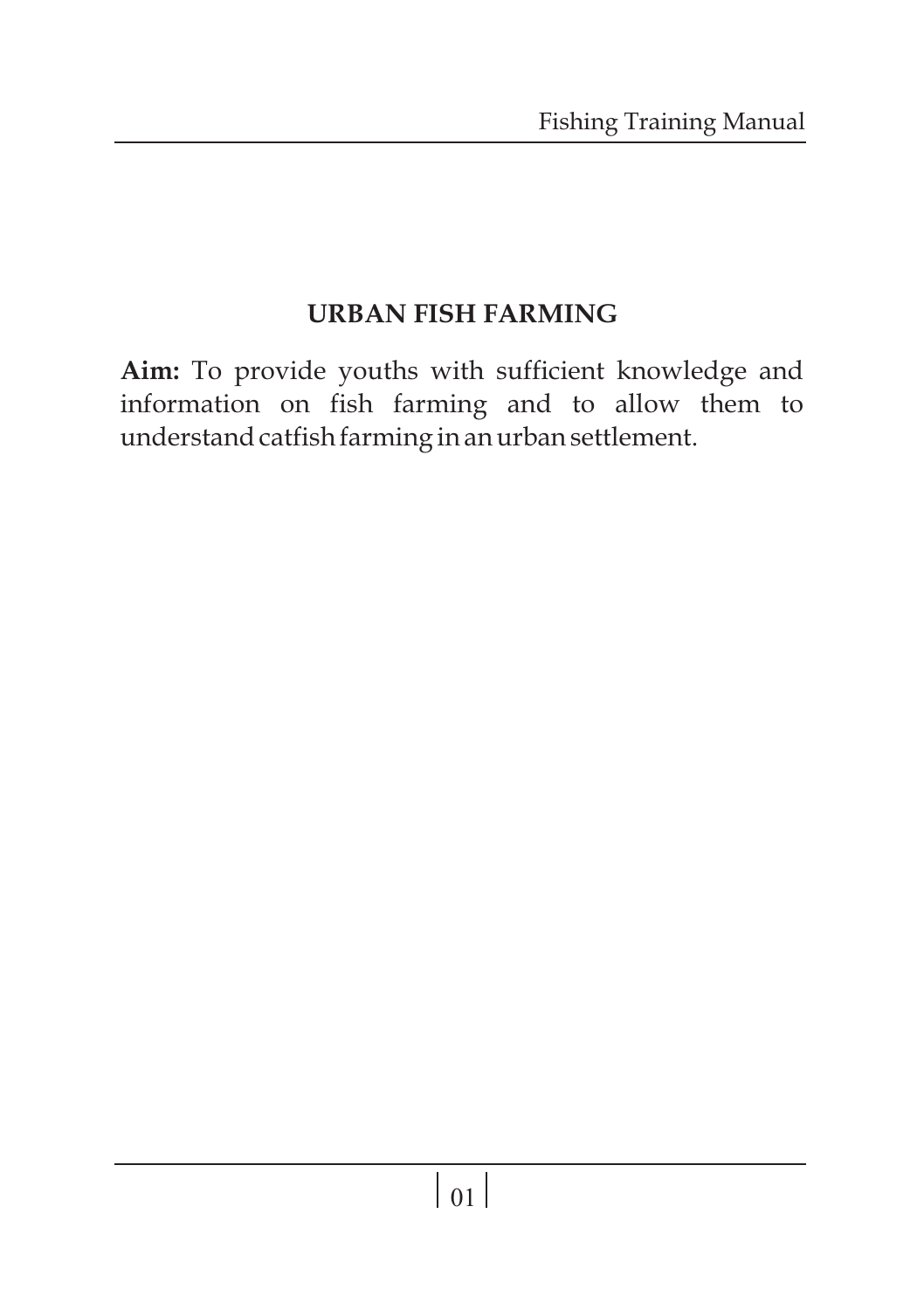# URBAN FISH FARMING

**Aim:** To provide youths with sufficient knowledge and information on fish farming and to allow them to understand catfish farming in an urban settlement.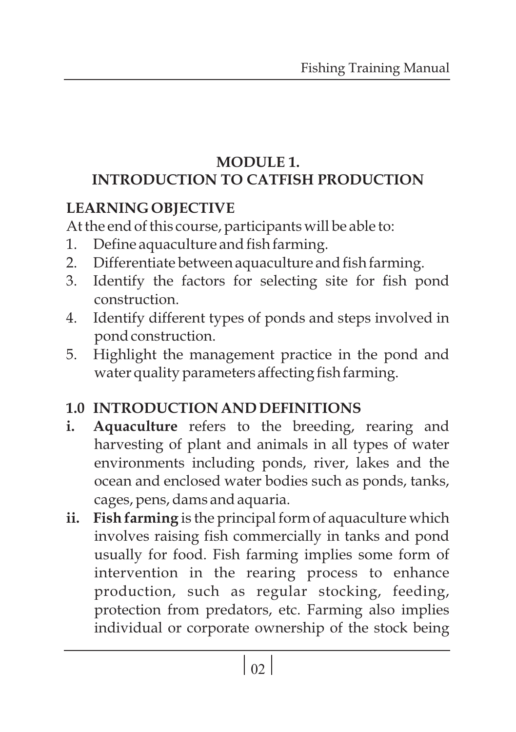## MODULE 1.
## INTRODUCTION TO CATFISH PRODUCTION

### LEARNING OBJECTIVE

At the end of this course, participants will be able to:

1. Define aquaculture and fish farming.
2. Differentiate between aquaculture and fish farming.
3. Identify the factors for selecting site for fish pond construction.
4. Identify different types of ponds and steps involved in pond construction.
5. Highlight the management practice in the pond and water quality parameters affecting fish farming.

### 1.0 INTRODUCTION AND DEFINITIONS

- **i. Aquaculture** refers to the breeding, rearing and harvesting of plant and animals in all types of water environments including ponds, river, lakes and the ocean and enclosed water bodies such as ponds, tanks, cages, pens, dams and aquaria.
- **ii. Fish farming** is the principal form of aquaculture which involves raising fish commercially in tanks and pond usually for food. Fish farming implies some form of intervention in the rearing process to enhance production, such as regular stocking, feeding, protection from predators, etc. Farming also implies individual or corporate ownership of the stock being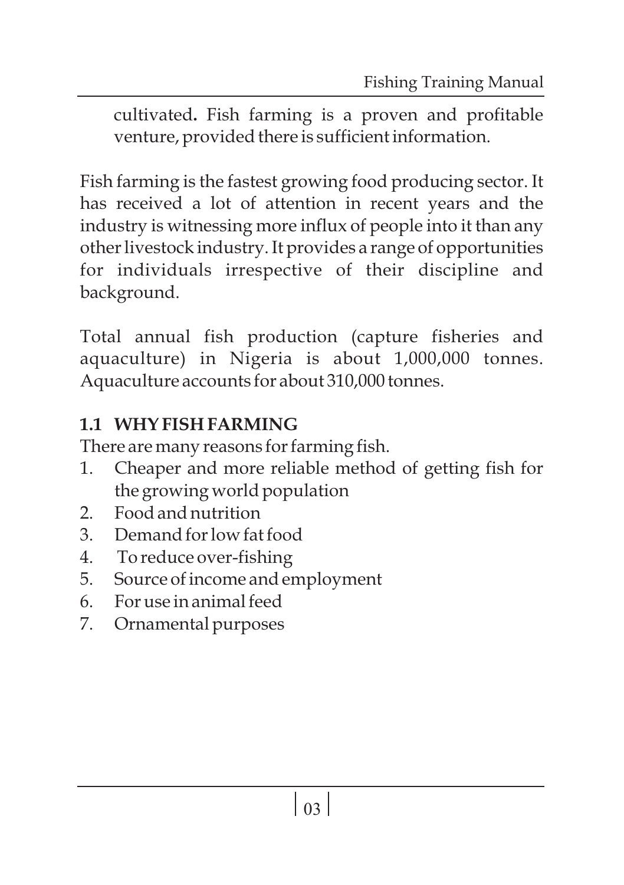cultivated**.** Fish farming is a proven and profitable venture, provided there is sufficient information.

Fish farming is the fastest growing food producing sector. It has received a lot of attention in recent years and the industry is witnessing more influx of people into it than any other livestock industry. It provides a range of opportunities for individuals irrespective of their discipline and background.

Total annual fish production (capture fisheries and aquaculture) in Nigeria is about 1,000,000 tonnes. Aquaculture accounts for about 310,000 tonnes.

## 1.1 WHY FISH FARMING

There are many reasons for farming fish.

1. Cheaper and more reliable method of getting fish for the growing world population
2. Food and nutrition
3. Demand for low fat food
4. To reduce over-fishing
5. Source of income and employment
6. For use in animal feed
7. Ornamental purposes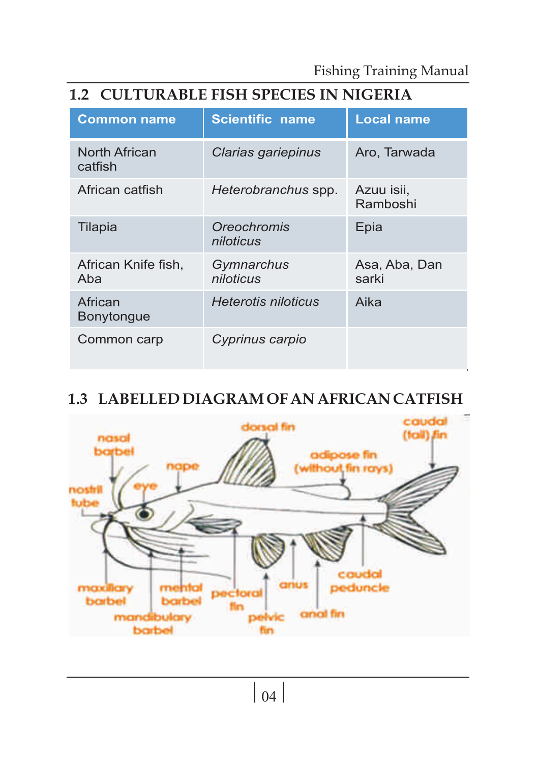## 1.2 CULTURABLE FISH SPECIES IN NIGERIA

| Common name | Scientific name | Local name |
|---|---|---|
| North African catfish | *Clarias gariepinus* | Aro, Tarwada |
| African catfish | *Heterobranchus* spp. | Azuu isii, Ramboshi |
| Tilapia | *Oreochromis niloticus* | Epia |
| African Knife fish, Aba | *Gymnarchus niloticus* | Asa, Aba, Dan sarki |
| African Bonytongue | *Heterotis niloticus* | Aika |
| Common carp | *Cyprinus carpio* | |

## 1.3 LABELLED DIAGRAM OF AN AFRICAN CATFISH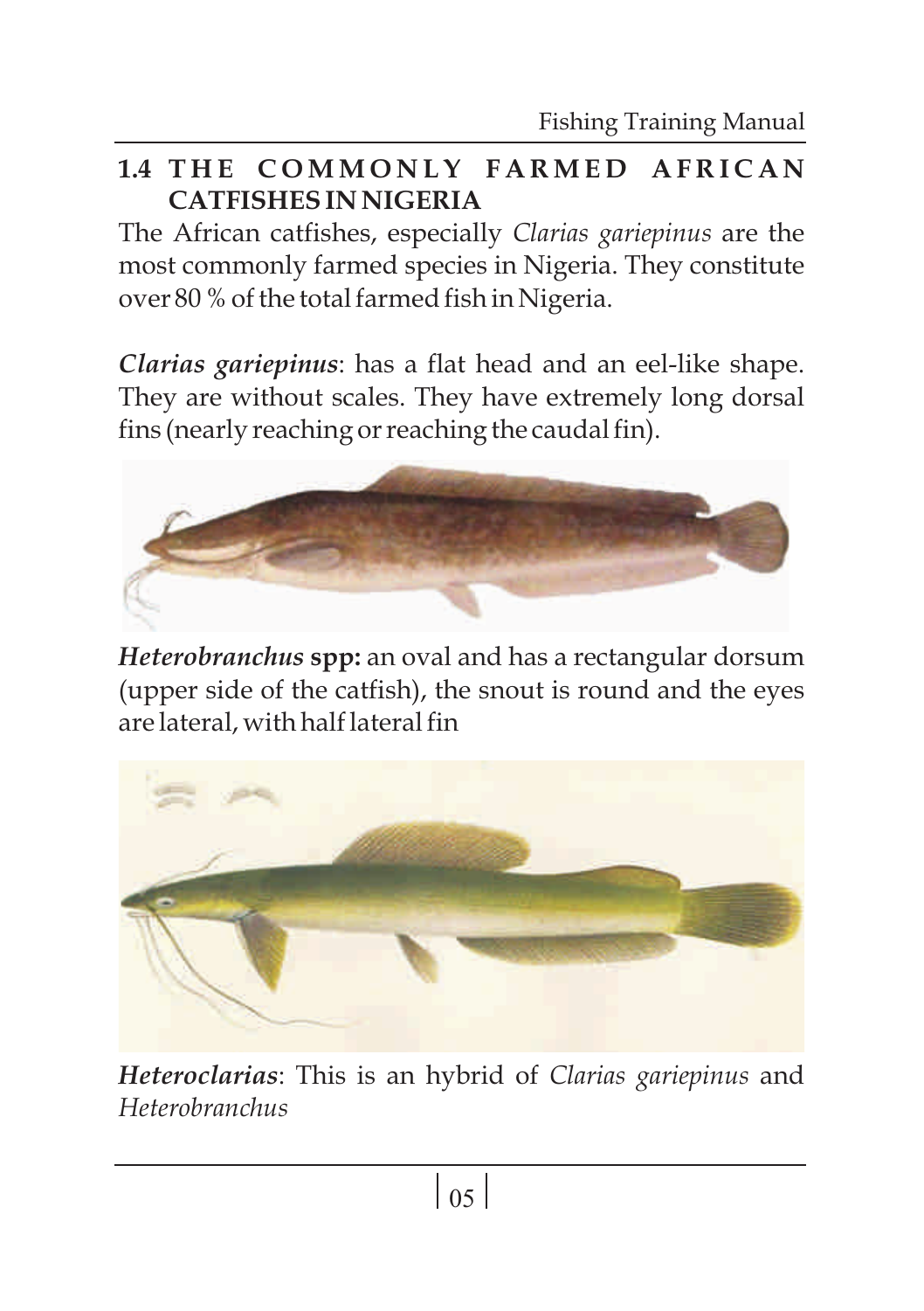## 1.4 THE COMMONLY FARMED AFRICAN CATFISHES IN NIGERIA

The African catfishes, especially *Clarias gariepinus* are the most commonly farmed species in Nigeria. They constitute over 80 % of the total farmed fish in Nigeria.

***Clarias gariepinus***: has a flat head and an eel-like shape. They are without scales. They have extremely long dorsal fins (nearly reaching or reaching the caudal fin).

***Heterobranchus* spp:** an oval and has a rectangular dorsum (upper side of the catfish), the snout is round and the eyes are lateral, with half lateral fin

***Heteroclarias***: This is an hybrid of *Clarias gariepinus* and *Heterobranchus*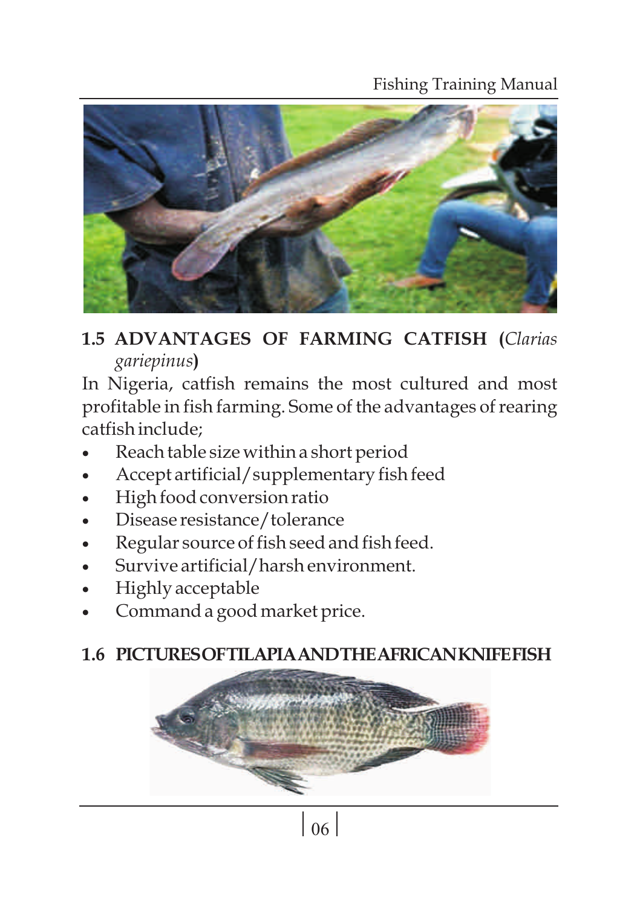## 1.5 ADVANTAGES OF FARMING CATFISH (*Clarias gariepinus*)

In Nigeria, catfish remains the most cultured and most profitable in fish farming. Some of the advantages of rearing catfish include;

- Reach table size within a short period
- Accept artificial/supplementary fish feed
- High food conversion ratio
- Disease resistance/tolerance
- Regular source of fish seed and fish feed.
- Survive artificial/harsh environment.
- Highly acceptable
- Command a good market price.

## 1.6 PICTURES OF TILAPIA AND THE AFRICAN KNIFE FISH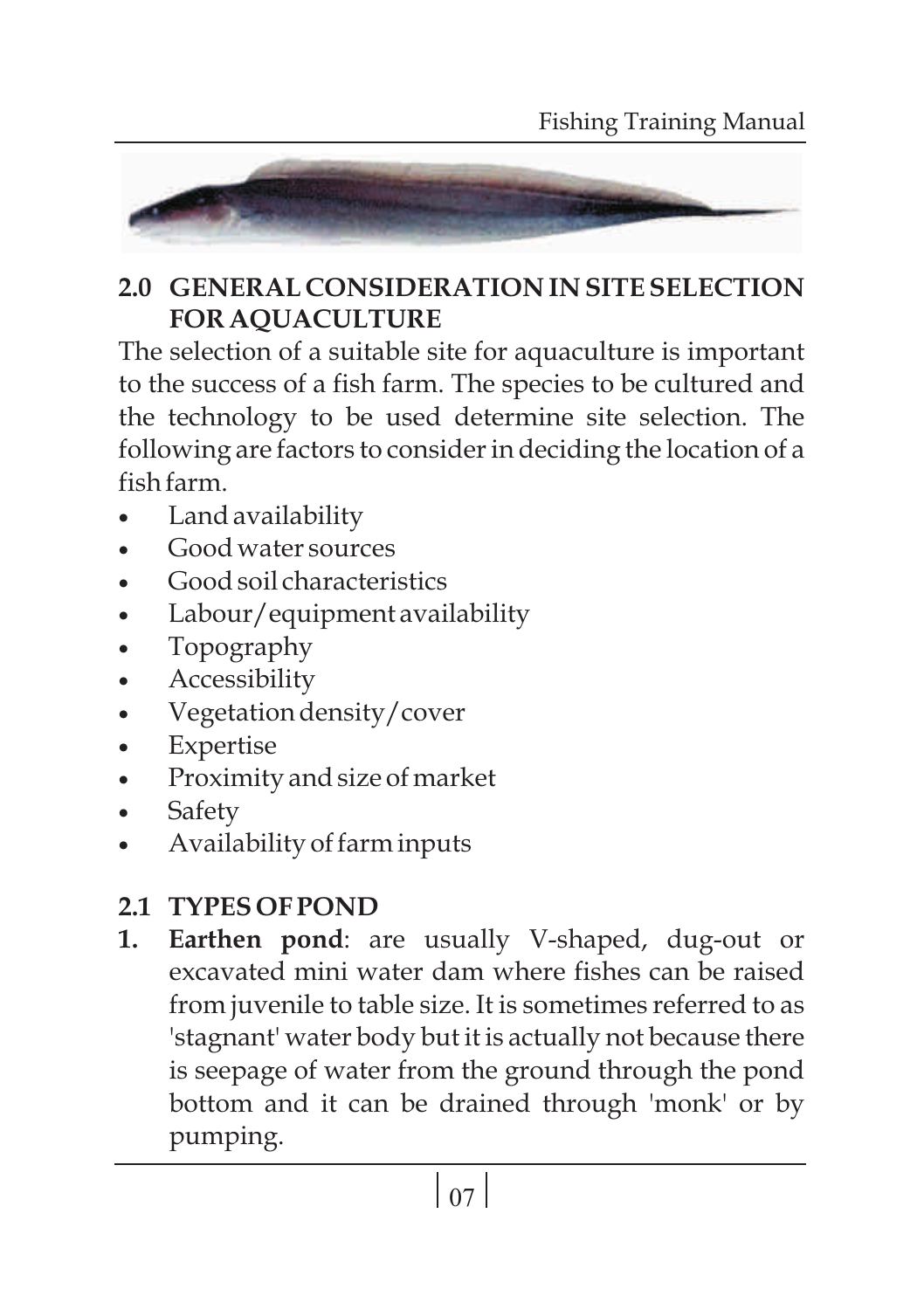## 2.0 GENERAL CONSIDERATION IN SITE SELECTION FOR AQUACULTURE

The selection of a suitable site for aquaculture is important to the success of a fish farm. The species to be cultured and the technology to be used determine site selection. The following are factors to consider in deciding the location of a fish farm.

- Land availability
- Good water sources
- Good soil characteristics
- Labour/equipment availability
- Topography
- Accessibility
- Vegetation density/cover
- Expertise
- Proximity and size of market
- Safety
- Availability of farm inputs

## 2.1 TYPES OF POND

1. **Earthen pond**: are usually V-shaped, dug-out or excavated mini water dam where fishes can be raised from juvenile to table size. It is sometimes referred to as 'stagnant' water body but it is actually not because there is seepage of water from the ground through the pond bottom and it can be drained through 'monk' or by pumping.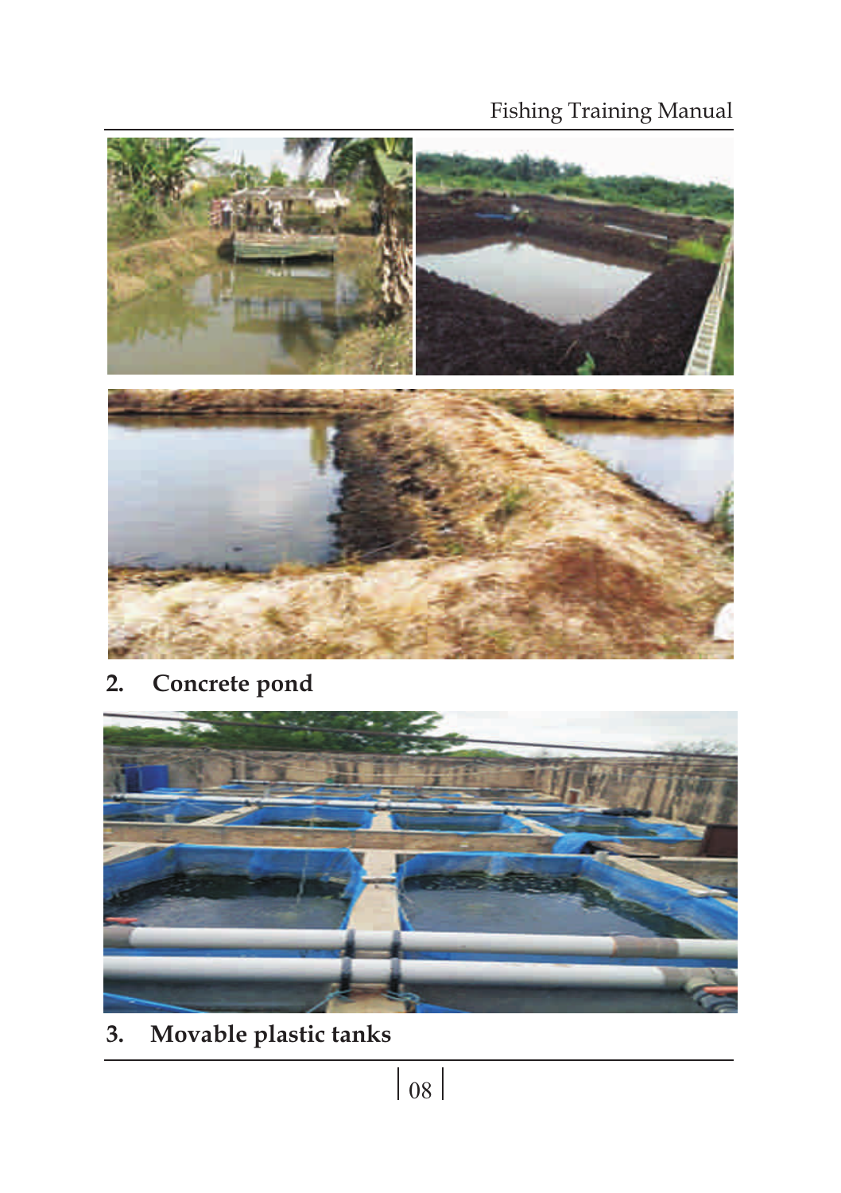2. **Concrete pond**

3. **Movable plastic tanks**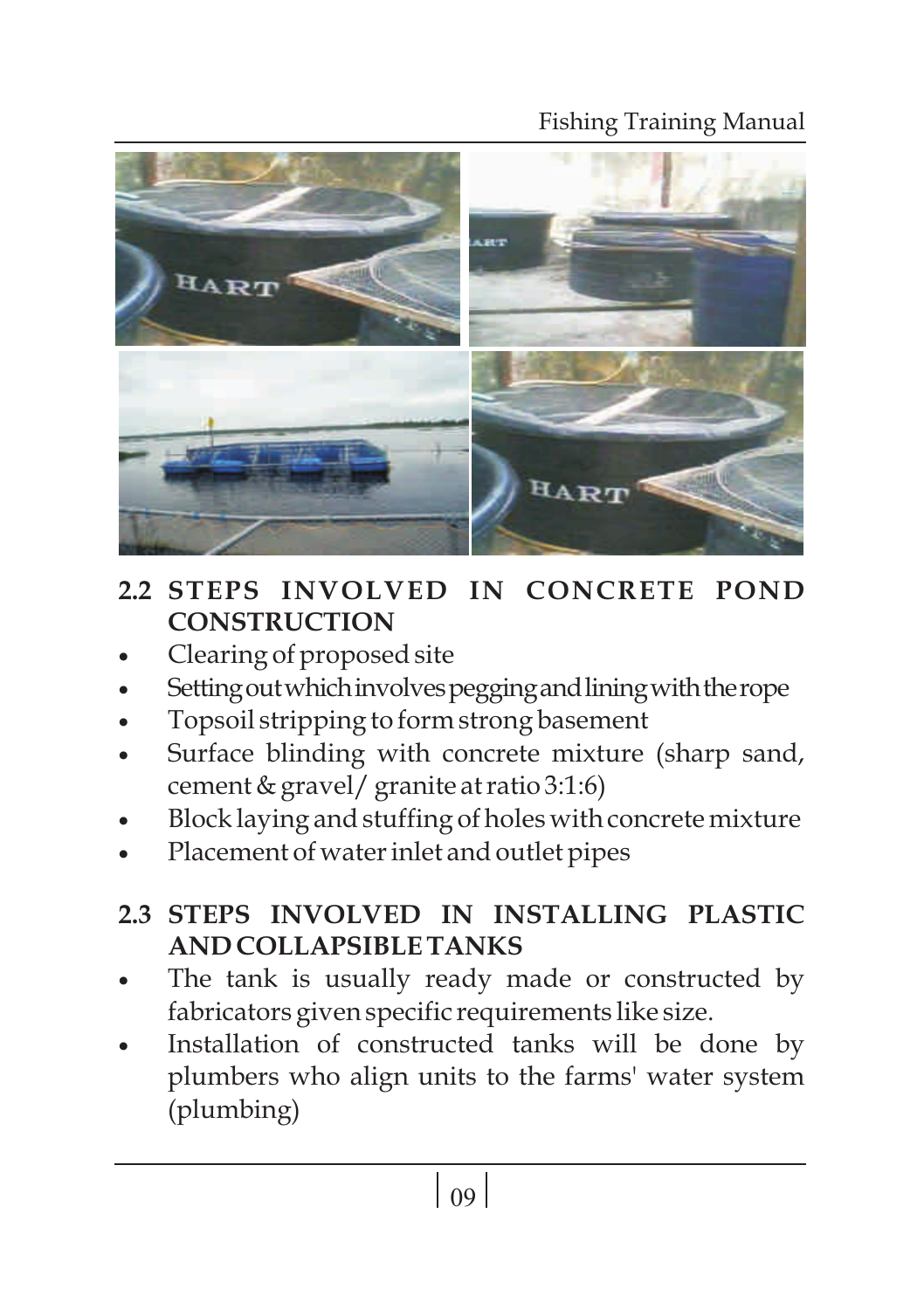## 2.2 STEPS INVOLVED IN CONCRETE POND CONSTRUCTION

- Clearing of proposed site
- Setting out which involves pegging and lining with the rope
- Topsoil stripping to form strong basement
- Surface blinding with concrete mixture (sharp sand, cement & gravel/ granite at ratio 3:1:6)
- Block laying and stuffing of holes with concrete mixture
- Placement of water inlet and outlet pipes

## 2.3 STEPS INVOLVED IN INSTALLING PLASTIC AND COLLAPSIBLE TANKS

- The tank is usually ready made or constructed by fabricators given specific requirements like size.
- Installation of constructed tanks will be done by plumbers who align units to the farms' water system (plumbing)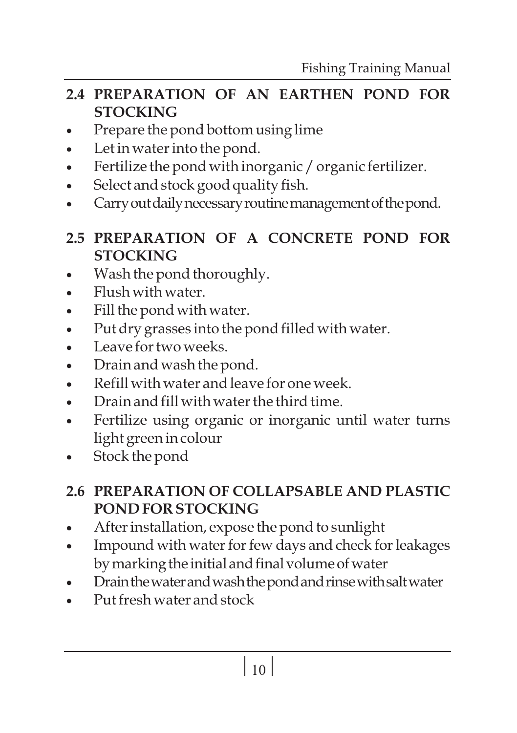## 2.4 PREPARATION OF AN EARTHEN POND FOR STOCKING

- Prepare the pond bottom using lime
- Let in water into the pond.
- Fertilize the pond with inorganic / organic fertilizer.
- Select and stock good quality fish.
- Carry out daily necessary routine management of the pond.

## 2.5 PREPARATION OF A CONCRETE POND FOR STOCKING

- Wash the pond thoroughly.
- Flush with water.
- Fill the pond with water.
- Put dry grasses into the pond filled with water.
- Leave for two weeks.
- Drain and wash the pond.
- Refill with water and leave for one week.
- Drain and fill with water the third time.
- Fertilize using organic or inorganic until water turns light green in colour
- Stock the pond

## 2.6 PREPARATION OF COLLAPSABLE AND PLASTIC POND FOR STOCKING

- After installation, expose the pond to sunlight
- Impound with water for few days and check for leakages by marking the initial and final volume of water
- Drain the water and wash the pond and rinse with salt water
- Put fresh water and stock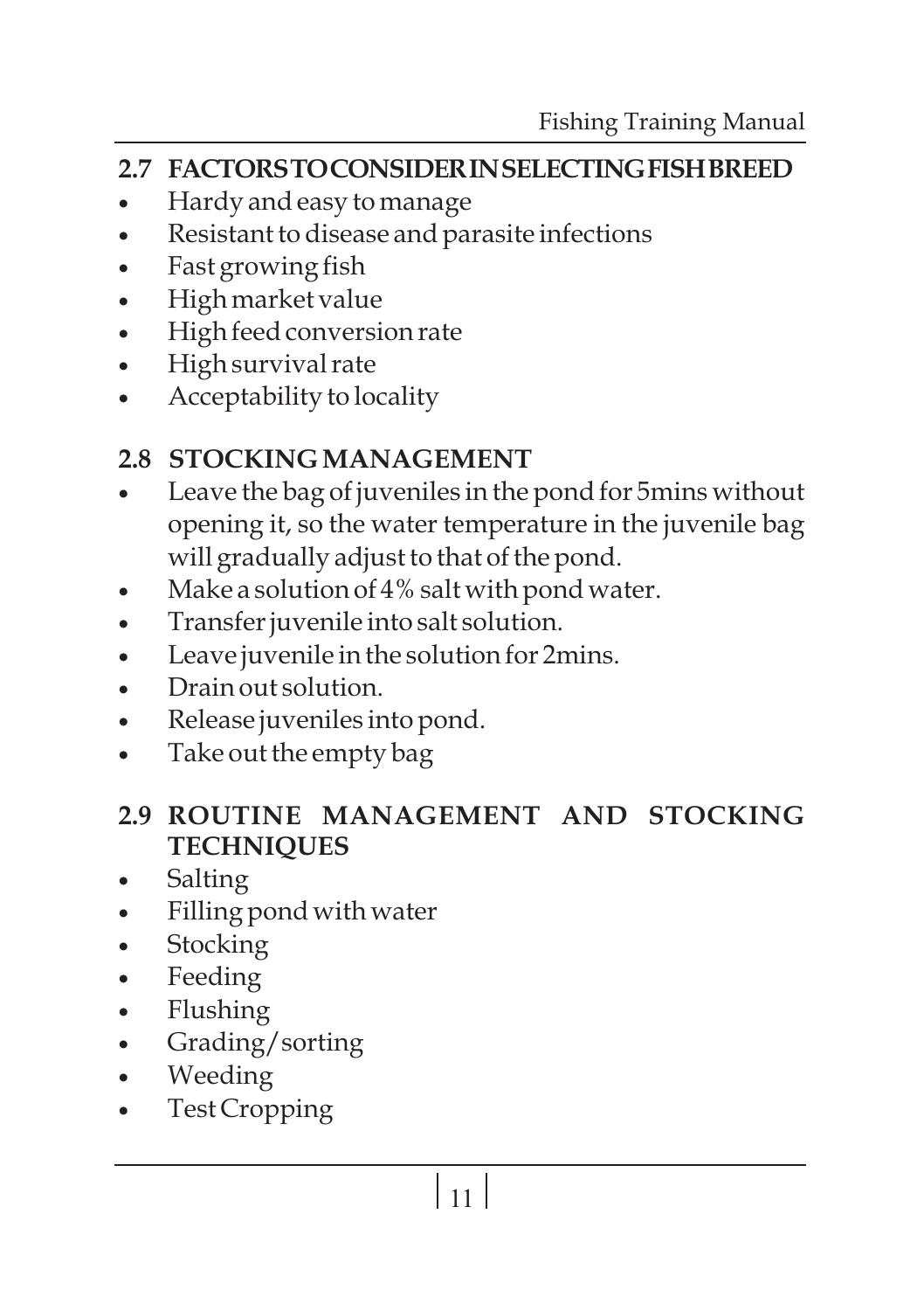## 2.7 FACTORS TO CONSIDER IN SELECTING FISH BREED

- Hardy and easy to manage
- Resistant to disease and parasite infections
- Fast growing fish
- High market value
- High feed conversion rate
- High survival rate
- Acceptability to locality

## 2.8 STOCKING MANAGEMENT

- Leave the bag of juveniles in the pond for 5mins without opening it, so the water temperature in the juvenile bag will gradually adjust to that of the pond.
- Make a solution of 4% salt with pond water.
- Transfer juvenile into salt solution.
- Leave juvenile in the solution for 2mins.
- Drain out solution.
- Release juveniles into pond.
- Take out the empty bag

## 2.9 ROUTINE MANAGEMENT AND STOCKING TECHNIQUES

- Salting
- Filling pond with water
- Stocking
- Feeding
- Flushing
- Grading/sorting
- Weeding
- Test Cropping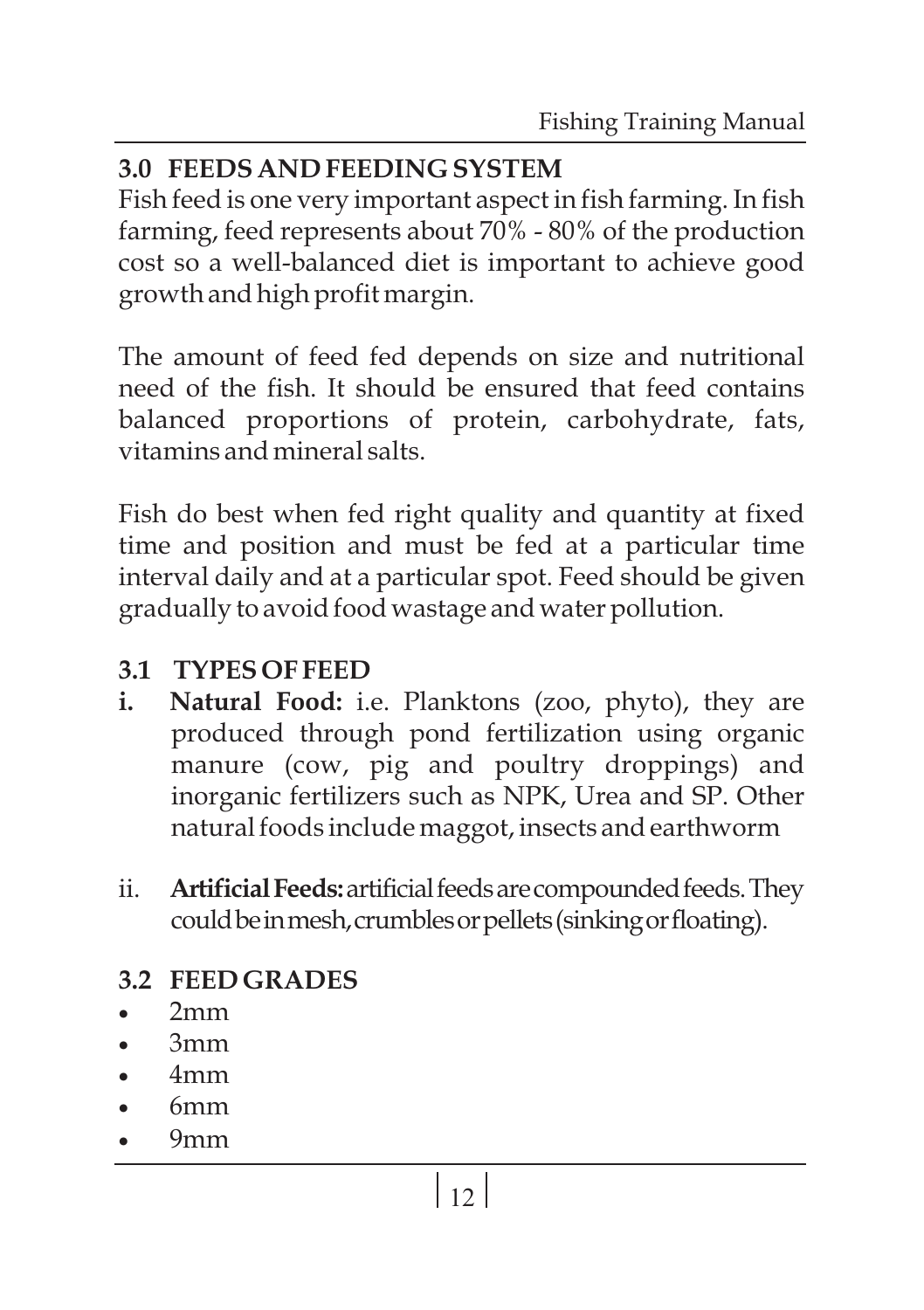## 3.0 FEEDS AND FEEDING SYSTEM

Fish feed is one very important aspect in fish farming. In fish farming, feed represents about 70% - 80% of the production cost so a well-balanced diet is important to achieve good growth and high profit margin.

The amount of feed fed depends on size and nutritional need of the fish. It should be ensured that feed contains balanced proportions of protein, carbohydrate, fats, vitamins and mineral salts.

Fish do best when fed right quality and quantity at fixed time and position and must be fed at a particular time interval daily and at a particular spot. Feed should be given gradually to avoid food wastage and water pollution.

### 3.1 TYPES OF FEED

i. **Natural Food:** i.e. Planktons (zoo, phyto), they are produced through pond fertilization using organic manure (cow, pig and poultry droppings) and inorganic fertilizers such as NPK, Urea and SP. Other natural foods include maggot, insects and earthworm

ii. **Artificial Feeds:** artificial feeds are compounded feeds. They could be in mesh, crumbles or pellets (sinking or floating).

### 3.2 FEED GRADES

- 2mm
- 3mm
- 4mm
- 6mm
- 9mm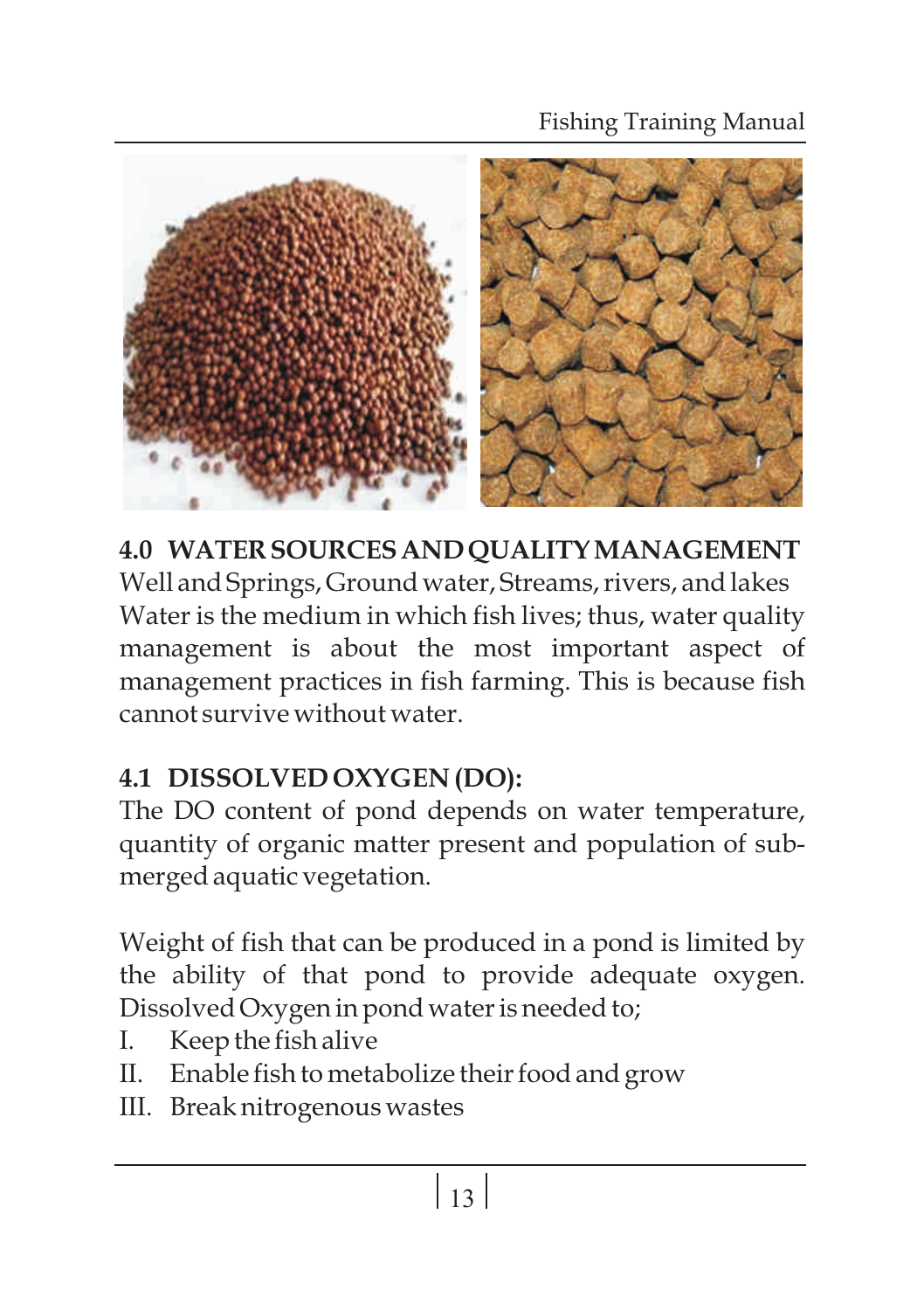## 4.0 WATER SOURCES AND QUALITY MANAGEMENT

Well and Springs, Ground water, Streams, rivers, and lakes
Water is the medium in which fish lives; thus, water quality management is about the most important aspect of management practices in fish farming. This is because fish cannot survive without water.

## 4.1 DISSOLVED OXYGEN (DO):

The DO content of pond depends on water temperature, quantity of organic matter present and population of submerged aquatic vegetation.

Weight of fish that can be produced in a pond is limited by the ability of that pond to provide adequate oxygen. Dissolved Oxygen in pond water is needed to;

I. Keep the fish alive
II. Enable fish to metabolize their food and grow
III. Break nitrogenous wastes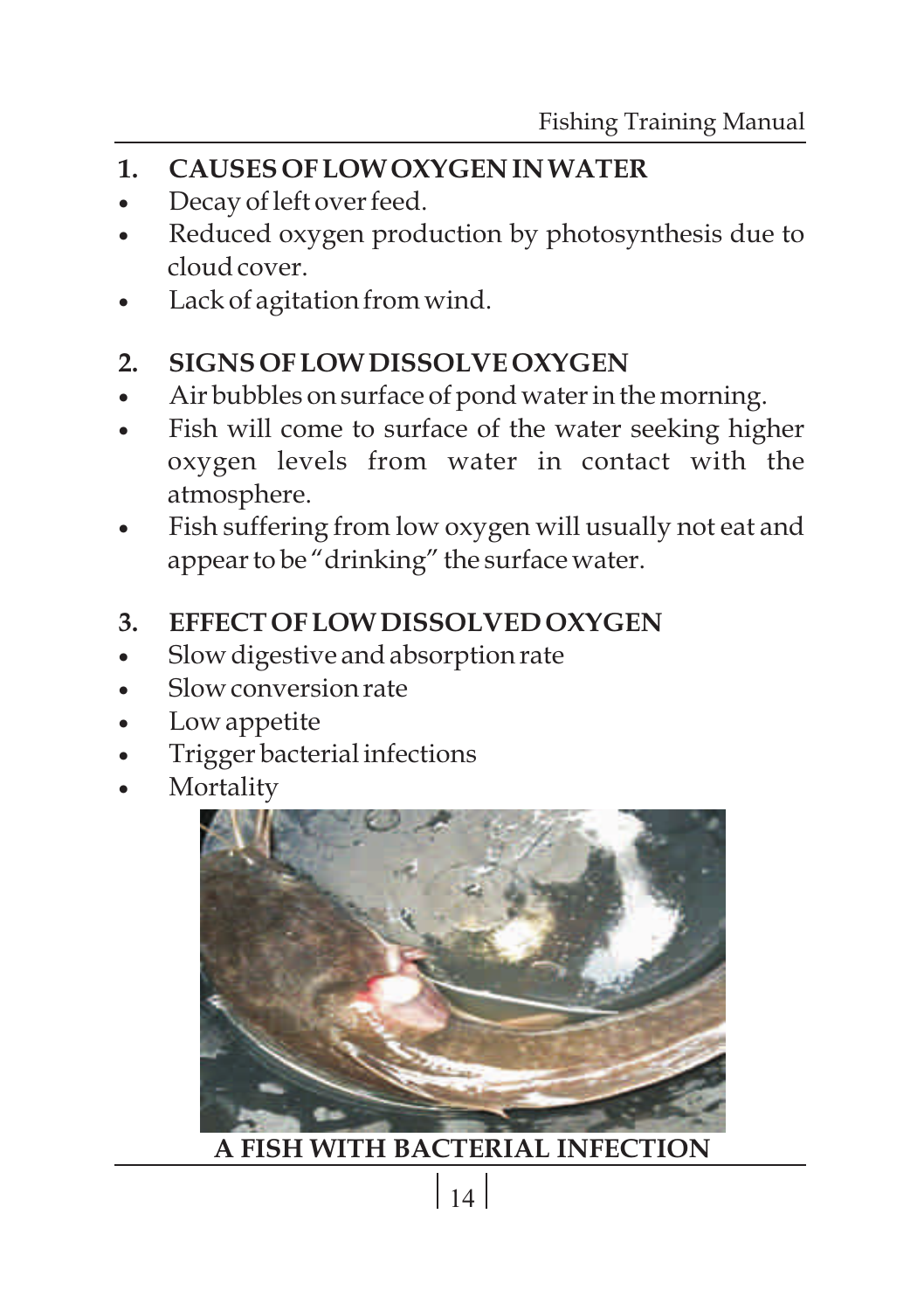## 1. CAUSES OF LOW OXYGEN IN WATER

- Decay of left over feed.
- Reduced oxygen production by photosynthesis due to cloud cover.
- Lack of agitation from wind.

## 2. SIGNS OF LOW DISSOLVE OXYGEN

- Air bubbles on surface of pond water in the morning.
- Fish will come to surface of the water seeking higher oxygen levels from water in contact with the atmosphere.
- Fish suffering from low oxygen will usually not eat and appear to be "drinking" the surface water.

## 3. EFFECT OF LOW DISSOLVED OXYGEN

- Slow digestive and absorption rate
- Slow conversion rate
- Low appetite
- Trigger bacterial infections
- Mortality

**A FISH WITH BACTERIAL INFECTION**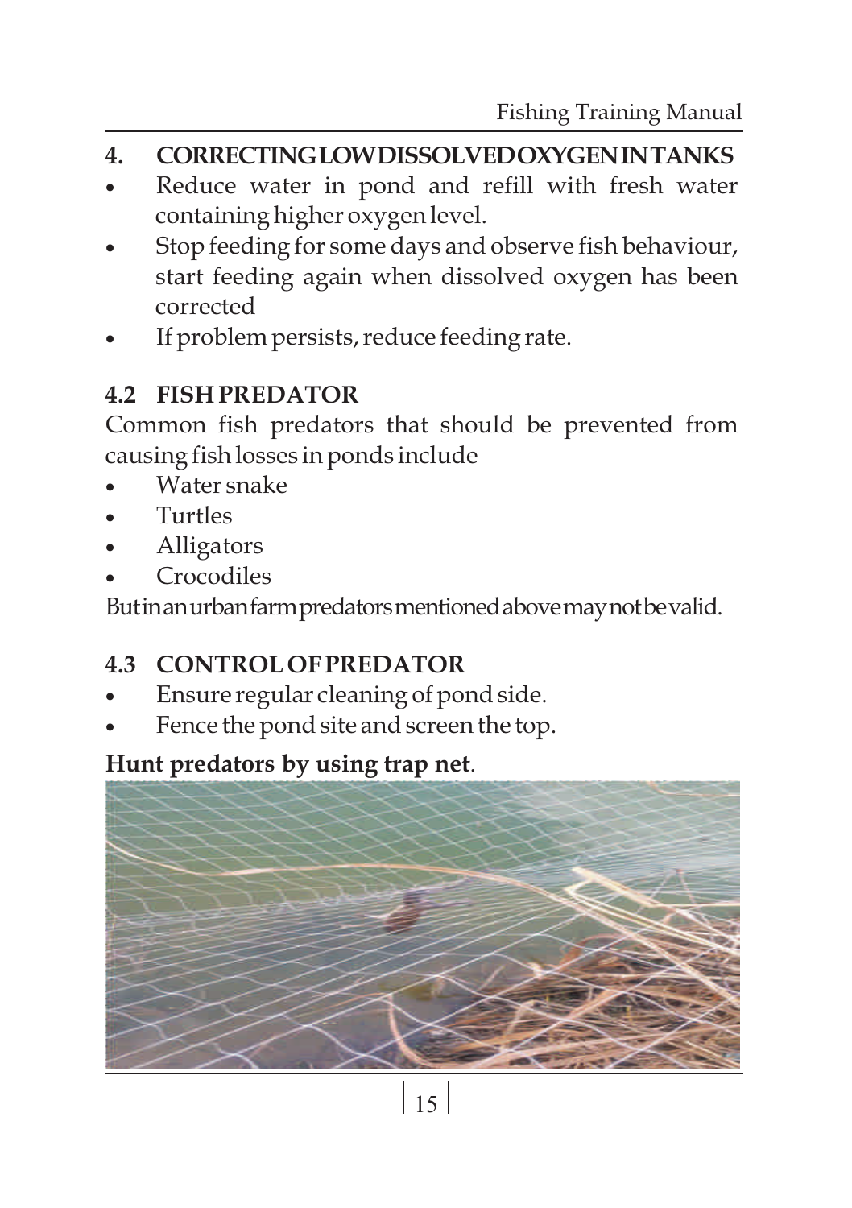## 4. CORRECTING LOW DISSOLVED OXYGEN IN TANKS

- Reduce water in pond and refill with fresh water containing higher oxygen level.
- Stop feeding for some days and observe fish behaviour, start feeding again when dissolved oxygen has been corrected
- If problem persists, reduce feeding rate.

## 4.2 FISH PREDATOR

Common fish predators that should be prevented from causing fish losses in ponds include

- Water snake
- Turtles
- Alligators
- Crocodiles

But in an urban farm predators mentioned above may not be valid.

## 4.3 CONTROL OF PREDATOR

- Ensure regular cleaning of pond side.
- Fence the pond site and screen the top.

**Hunt predators by using trap net**.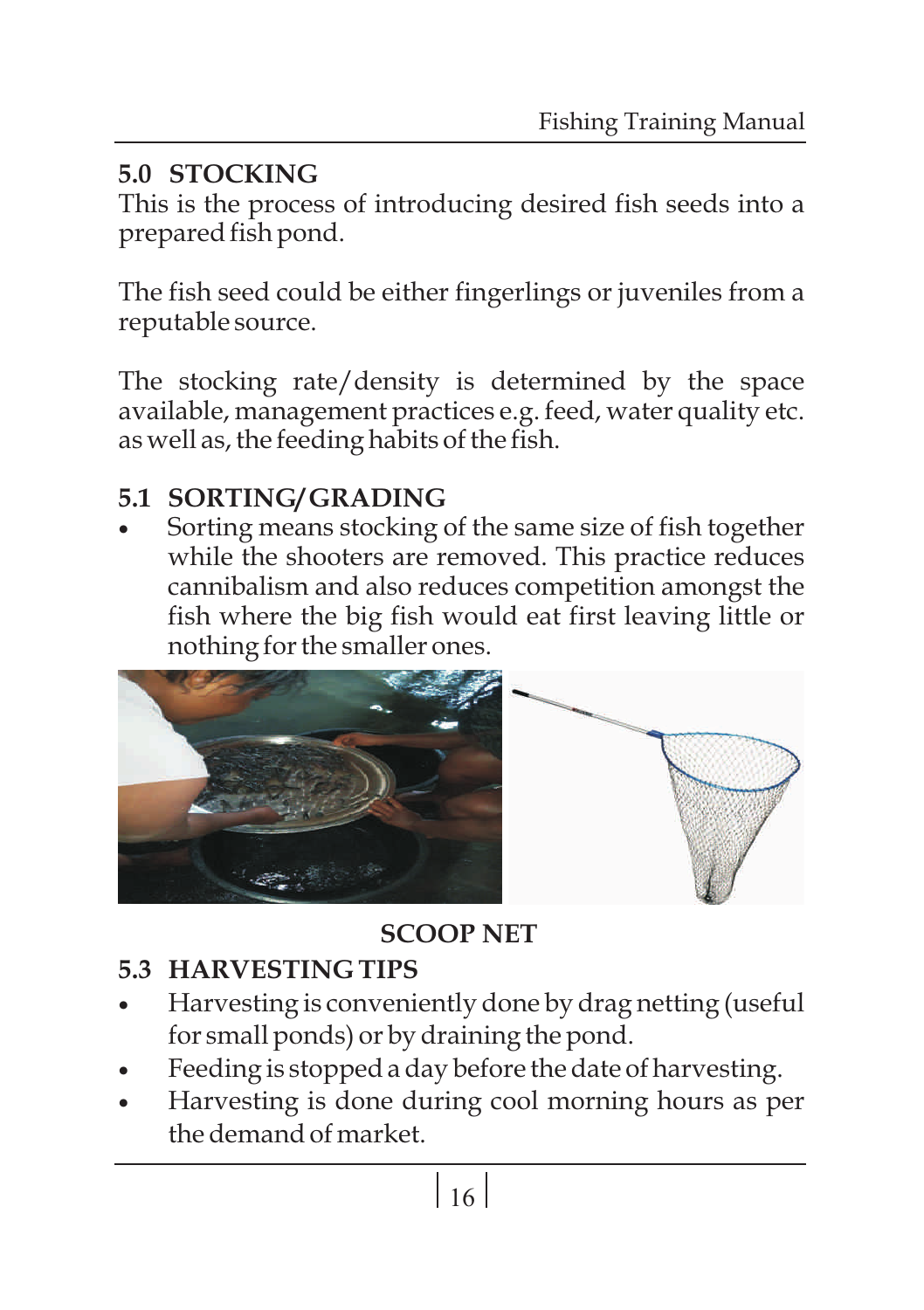## 5.0 STOCKING

This is the process of introducing desired fish seeds into a prepared fish pond.

The fish seed could be either fingerlings or juveniles from a reputable source.

The stocking rate/density is determined by the space available, management practices e.g. feed, water quality etc. as well as, the feeding habits of the fish.

## 5.1 SORTING/GRADING

- Sorting means stocking of the same size of fish together while the shooters are removed. This practice reduces cannibalism and also reduces competition amongst the fish where the big fish would eat first leaving little or nothing for the smaller ones.

**SCOOP NET**

## 5.3 HARVESTING TIPS

- Harvesting is conveniently done by drag netting (useful for small ponds) or by draining the pond.
- Feeding is stopped a day before the date of harvesting.
- Harvesting is done during cool morning hours as per the demand of market.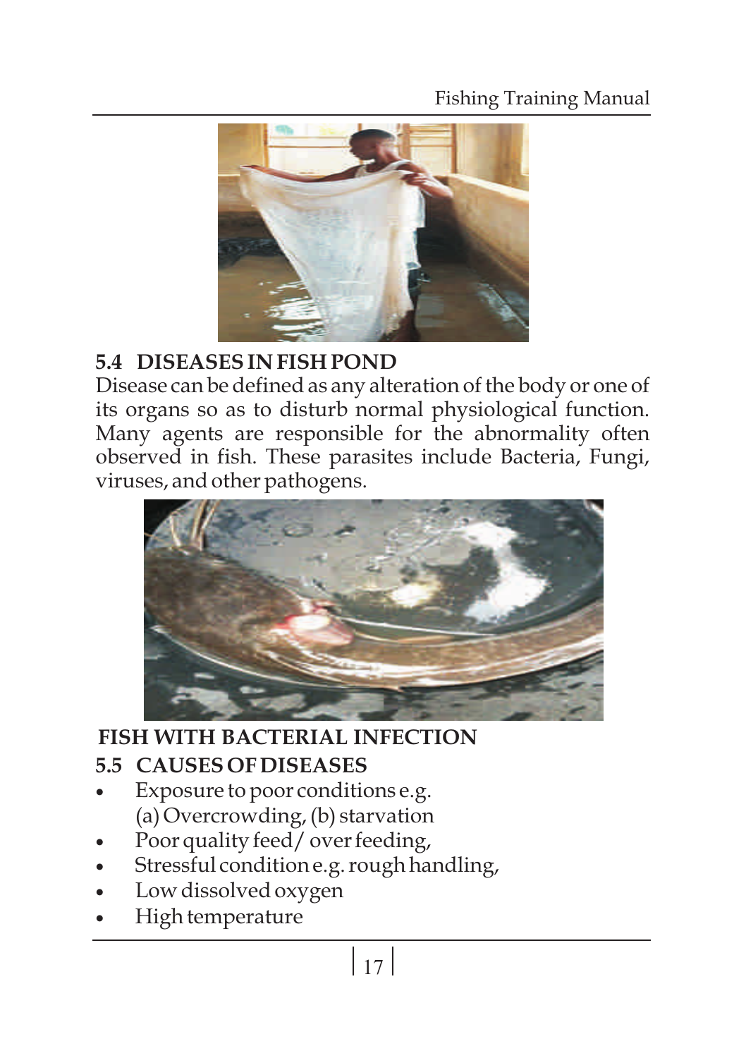## 5.4 DISEASES IN FISH POND

Disease can be defined as any alteration of the body or one of its organs so as to disturb normal physiological function. Many agents are responsible for the abnormality often observed in fish. These parasites include Bacteria, Fungi, viruses, and other pathogens.

**FISH WITH BACTERIAL INFECTION**

## 5.5 CAUSES OF DISEASES

- Exposure to poor conditions e.g. (a) Overcrowding, (b) starvation
- Poor quality feed/ over feeding,
- Stressful condition e.g. rough handling,
- Low dissolved oxygen
- High temperature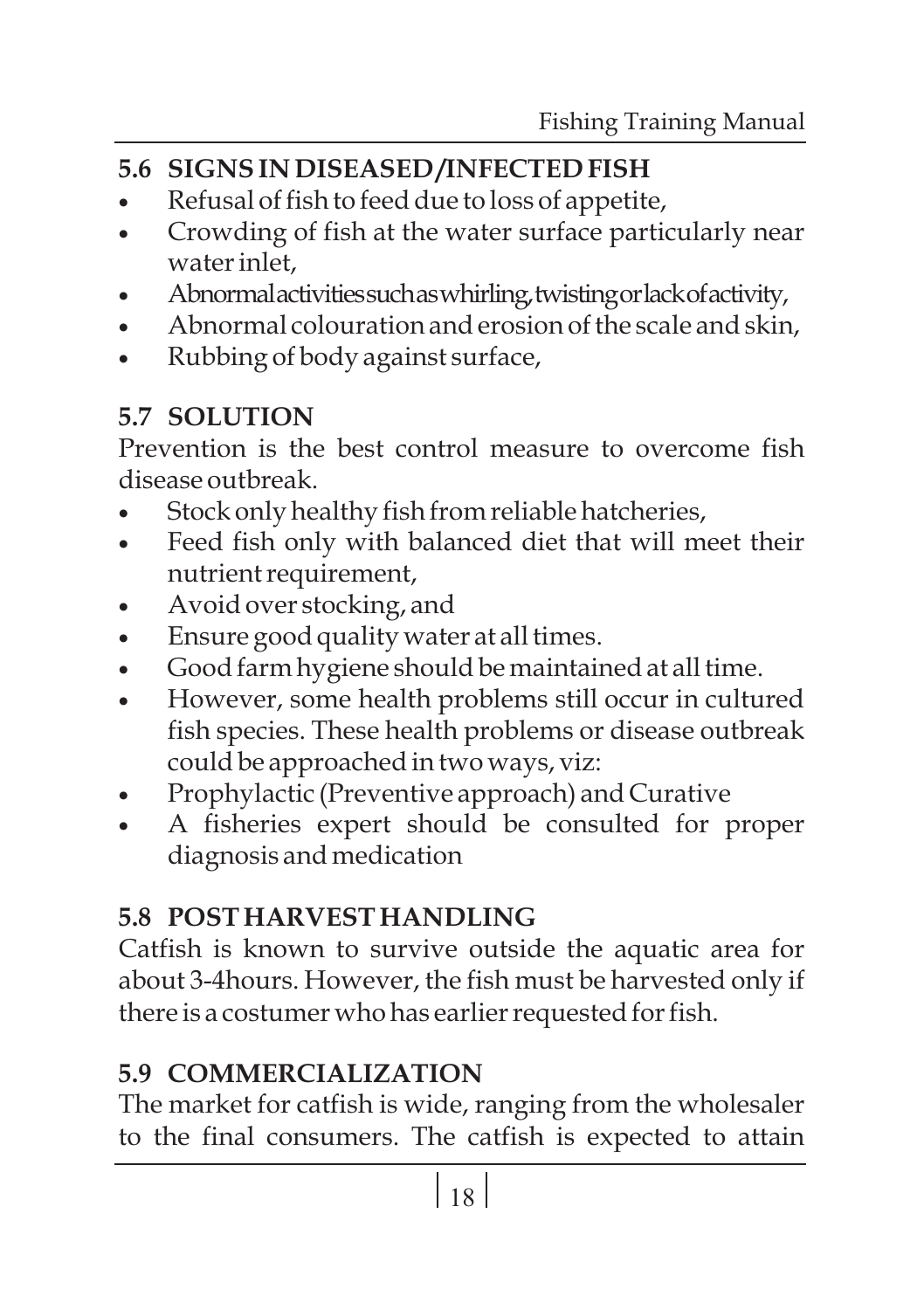## 5.6 SIGNS IN DISEASED/INFECTED FISH

- Refusal of fish to feed due to loss of appetite,
- Crowding of fish at the water surface particularly near water inlet,
- Abnormal activities such as whirling, twisting or lack of activity,
- Abnormal colouration and erosion of the scale and skin,
- Rubbing of body against surface,

## 5.7 SOLUTION

Prevention is the best control measure to overcome fish disease outbreak.

- Stock only healthy fish from reliable hatcheries,
- Feed fish only with balanced diet that will meet their nutrient requirement,
- Avoid over stocking, and
- Ensure good quality water at all times.
- Good farm hygiene should be maintained at all time.
- However, some health problems still occur in cultured fish species. These health problems or disease outbreak could be approached in two ways, viz:
- Prophylactic (Preventive approach) and Curative
- A fisheries expert should be consulted for proper diagnosis and medication

## 5.8 POST HARVEST HANDLING

Catfish is known to survive outside the aquatic area for about 3-4hours. However, the fish must be harvested only if there is a costumer who has earlier requested for fish.

## 5.9 COMMERCIALIZATION

The market for catfish is wide, ranging from the wholesaler to the final consumers. The catfish is expected to attain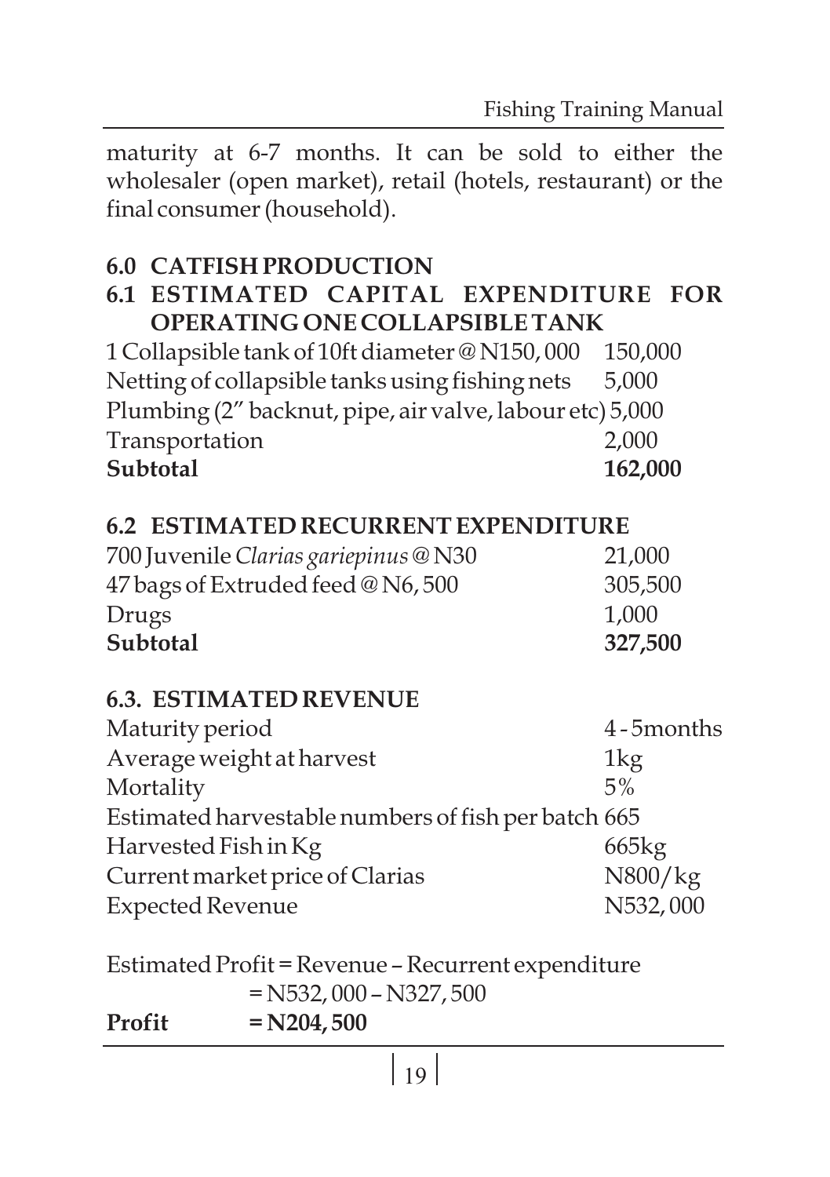maturity at 6-7 months. It can be sold to either the wholesaler (open market), retail (hotels, restaurant) or the final consumer (household).

## 6.0 CATFISH PRODUCTION

### 6.1 ESTIMATED CAPITAL EXPENDITURE FOR OPERATING ONE COLLAPSIBLE TANK

| | |
|---|---|
| 1 Collapsible tank of 10ft diameter @ N150, 000 | 150,000 |
| Netting of collapsible tanks using fishing nets | 5,000 |
| Plumbing (2" backnut, pipe, air valve, labour etc) | 5,000 |
| Transportation | 2,000 |
| **Subtotal** | **162,000** |

### 6.2 ESTIMATED RECURRENT EXPENDITURE

| | |
|---|---|
| 700 Juvenile *Clarias gariepinus* @ N30 | 21,000 |
| 47 bags of Extruded feed @ N6, 500 | 305,500 |
| Drugs | 1,000 |
| **Subtotal** | **327,500** |

### 6.3. ESTIMATED REVENUE

| | |
|---|---|
| Maturity period | 4 - 5months |
| Average weight at harvest | 1kg |
| Mortality | 5% |
| Estimated harvestable numbers of fish per batch | 665 |
| Harvested Fish in Kg | 665kg |
| Current market price of Clarias | N800/kg |
| Expected Revenue | N532, 000 |

Estimated Profit = Revenue – Recurrent expenditure
= N532, 000 – N327, 500

**Profit = N204, 500**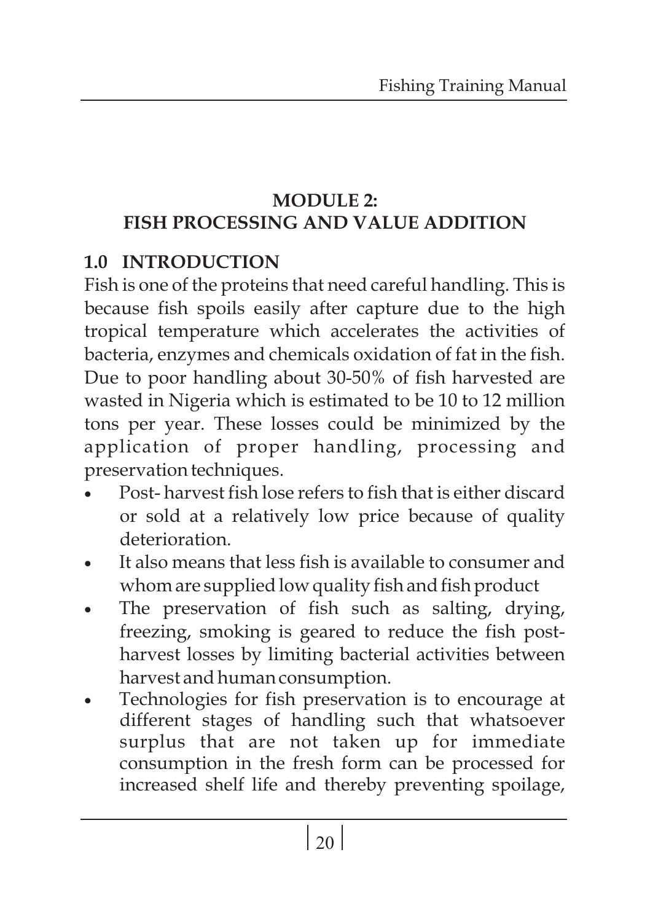## MODULE 2:
## FISH PROCESSING AND VALUE ADDITION

### 1.0 INTRODUCTION

Fish is one of the proteins that need careful handling. This is because fish spoils easily after capture due to the high tropical temperature which accelerates the activities of bacteria, enzymes and chemicals oxidation of fat in the fish. Due to poor handling about 30-50% of fish harvested are wasted in Nigeria which is estimated to be 10 to 12 million tons per year. These losses could be minimized by the application of proper handling, processing and preservation techniques.

- Post- harvest fish lose refers to fish that is either discard or sold at a relatively low price because of quality deterioration.
- It also means that less fish is available to consumer and whom are supplied low quality fish and fish product
- The preservation of fish such as salting, drying, freezing, smoking is geared to reduce the fish post-harvest losses by limiting bacterial activities between harvest and human consumption.
- Technologies for fish preservation is to encourage at different stages of handling such that whatsoever surplus that are not taken up for immediate consumption in the fresh form can be processed for increased shelf life and thereby preventing spoilage,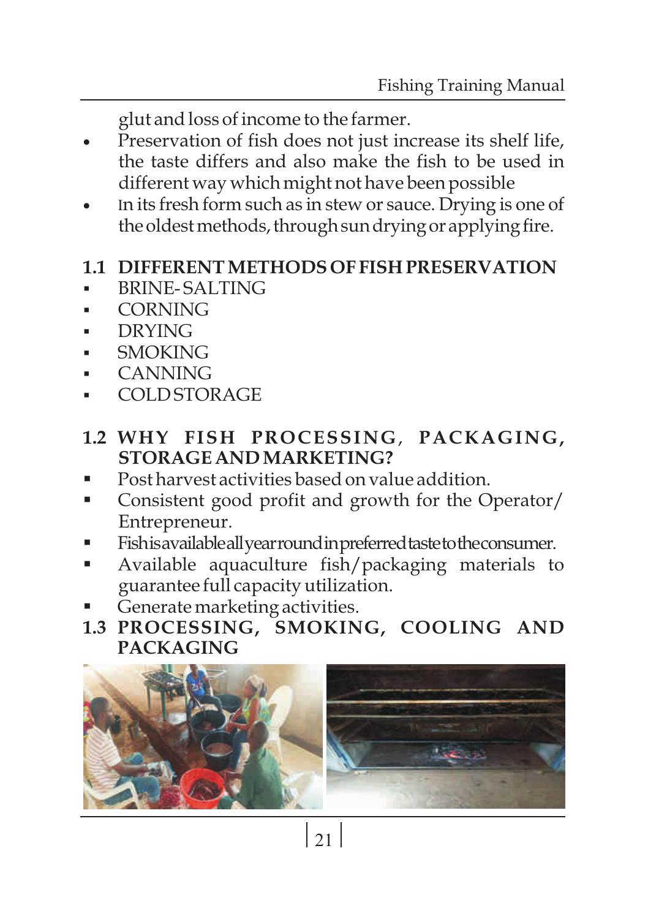glut and loss of income to the farmer.

- Preservation of fish does not just increase its shelf life, the taste differs and also make the fish to be used in different way which might not have been possible
- In its fresh form such as in stew or sauce. Drying is one of the oldest methods, through sun drying or applying fire.

## 1.1 DIFFERENT METHODS OF FISH PRESERVATION

- BRINE-SALTING
- CORNING
- DRYING
- SMOKING
- CANNING
- COLD STORAGE

## 1.2 WHY FISH PROCESSING, PACKAGING, STORAGE AND MARKETING?

- Post harvest activities based on value addition.
- Consistent good profit and growth for the Operator/ Entrepreneur.
- Fish is available all year round in preferred taste to the consumer.
- Available aquaculture fish/packaging materials to guarantee full capacity utilization.
- Generate marketing activities.

## 1.3 PROCESSING, SMOKING, COOLING AND PACKAGING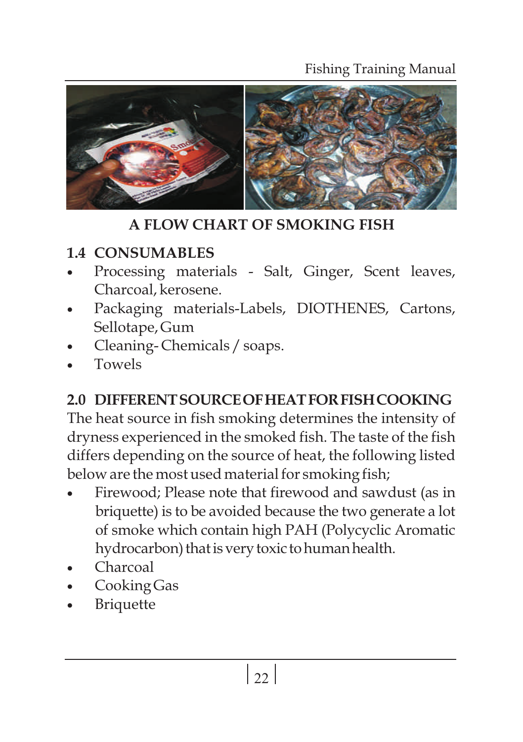**A FLOW CHART OF SMOKING FISH**

## 1.4 CONSUMABLES

- Processing materials - Salt, Ginger, Scent leaves, Charcoal, kerosene.
- Packaging materials-Labels, DIOTHENES, Cartons, Sellotape, Gum
- Cleaning- Chemicals / soaps.
- Towels

## 2.0 DIFFERENT SOURCE OF HEAT FOR FISH COOKING

The heat source in fish smoking determines the intensity of dryness experienced in the smoked fish. The taste of the fish differs depending on the source of heat, the following listed below are the most used material for smoking fish;

- Firewood; Please note that firewood and sawdust (as in briquette) is to be avoided because the two generate a lot of smoke which contain high PAH (Polycyclic Aromatic hydrocarbon) that is very toxic to human health.
- Charcoal
- Cooking Gas
- Briquette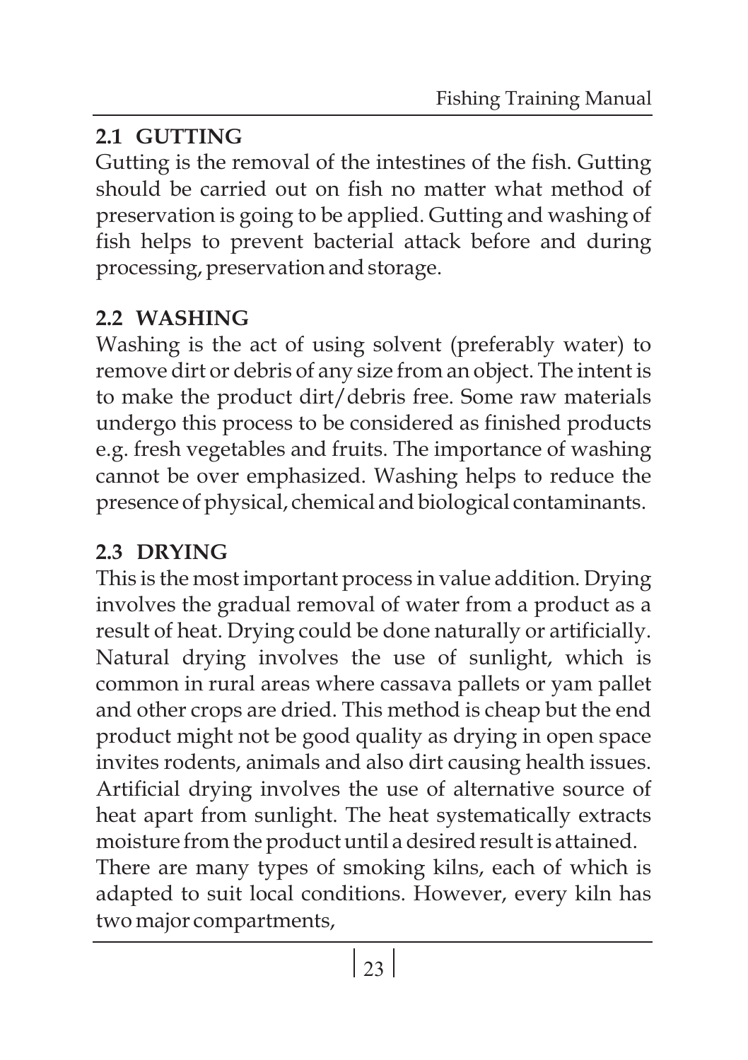## 2.1 GUTTING

Gutting is the removal of the intestines of the fish. Gutting should be carried out on fish no matter what method of preservation is going to be applied. Gutting and washing of fish helps to prevent bacterial attack before and during processing, preservation and storage.

## 2.2 WASHING

Washing is the act of using solvent (preferably water) to remove dirt or debris of any size from an object. The intent is to make the product dirt/debris free. Some raw materials undergo this process to be considered as finished products e.g. fresh vegetables and fruits. The importance of washing cannot be over emphasized. Washing helps to reduce the presence of physical, chemical and biological contaminants.

## 2.3 DRYING

This is the most important process in value addition. Drying involves the gradual removal of water from a product as a result of heat. Drying could be done naturally or artificially. Natural drying involves the use of sunlight, which is common in rural areas where cassava pallets or yam pallet and other crops are dried. This method is cheap but the end product might not be good quality as drying in open space invites rodents, animals and also dirt causing health issues. Artificial drying involves the use of alternative source of heat apart from sunlight. The heat systematically extracts moisture from the product until a desired result is attained.

There are many types of smoking kilns, each of which is adapted to suit local conditions. However, every kiln has two major compartments,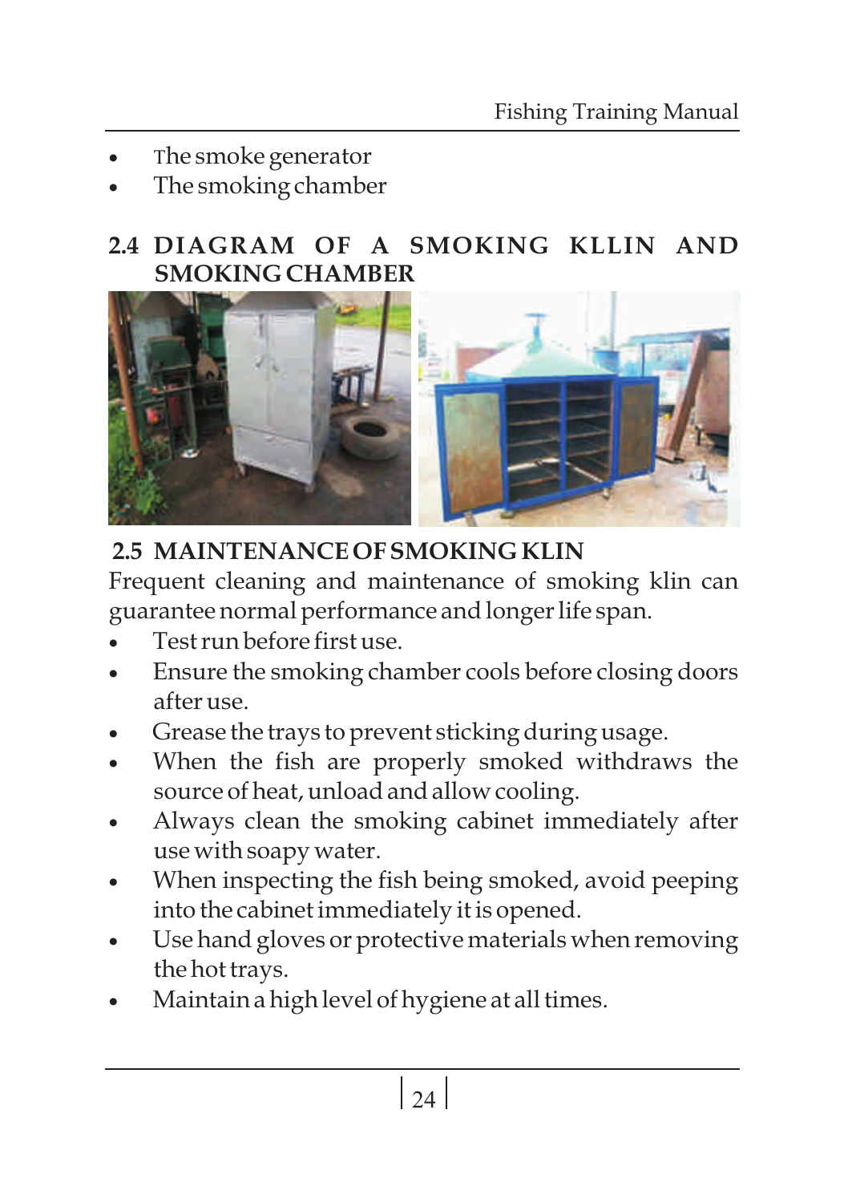- The smoke generator
- The smoking chamber

## 2.4 DIAGRAM OF A SMOKING KLLIN AND SMOKING CHAMBER

## 2.5 MAINTENANCE OF SMOKING KLIN

Frequent cleaning and maintenance of smoking klin can guarantee normal performance and longer life span.

- Test run before first use.
- Ensure the smoking chamber cools before closing doors after use.
- Grease the trays to prevent sticking during usage.
- When the fish are properly smoked withdraws the source of heat, unload and allow cooling.
- Always clean the smoking cabinet immediately after use with soapy water.
- When inspecting the fish being smoked, avoid peeping into the cabinet immediately it is opened.
- Use hand gloves or protective materials when removing the hot trays.
- Maintain a high level of hygiene at all times.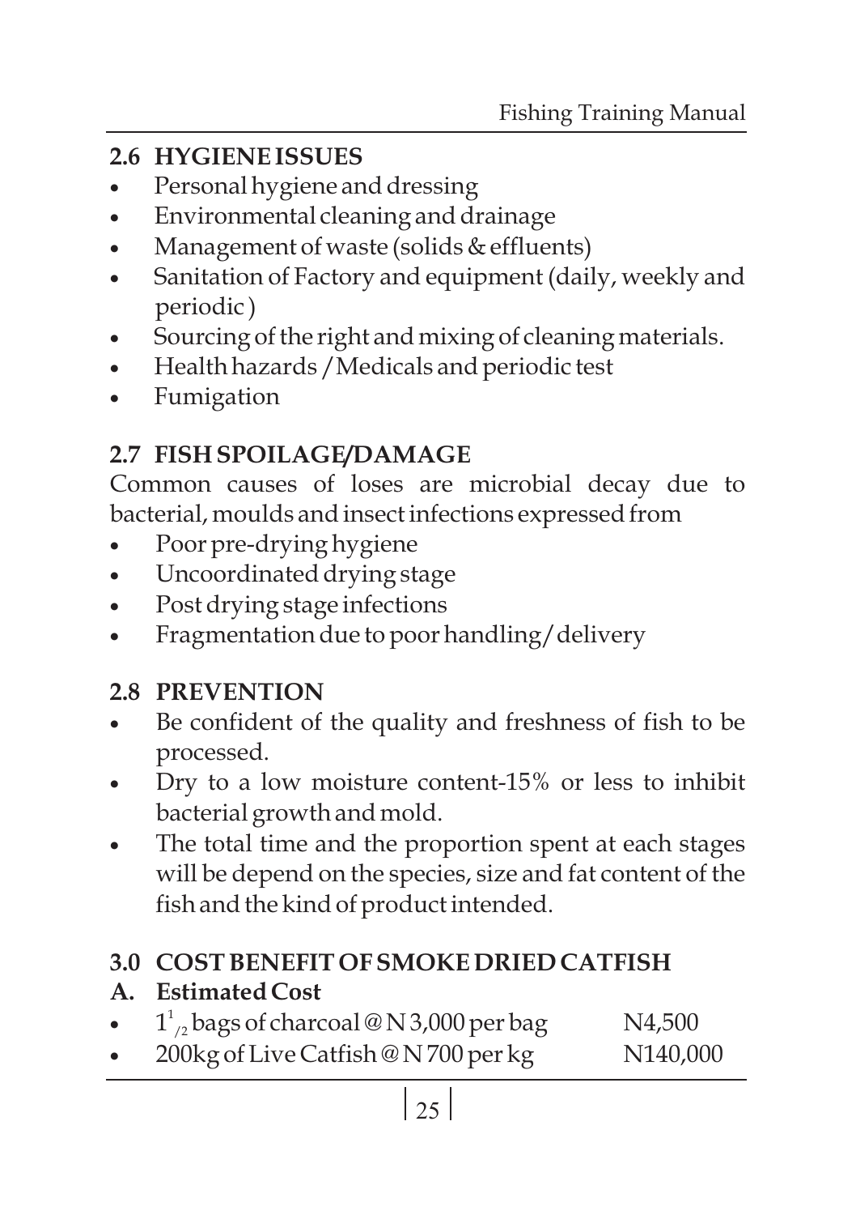## 2.6 HYGIENE ISSUES

- Personal hygiene and dressing
- Environmental cleaning and drainage
- Management of waste (solids & effluents)
- Sanitation of Factory and equipment (daily, weekly and periodic )
- Sourcing of the right and mixing of cleaning materials.
- Health hazards / Medicals and periodic test
- Fumigation

## 2.7 FISH SPOILAGE/DAMAGE

Common causes of loses are microbial decay due to bacterial, moulds and insect infections expressed from

- Poor pre-drying hygiene
- Uncoordinated drying stage
- Post drying stage infections
- Fragmentation due to poor handling/ delivery

## 2.8 PREVENTION

- Be confident of the quality and freshness of fish to be processed.
- Dry to a low moisture content-15% or less to inhibit bacterial growth and mold.
- The total time and the proportion spent at each stages will be depend on the species, size and fat content of the fish and the kind of product intended.

## 3.0 COST BENEFIT OF SMOKE DRIED CATFISH

### A. Estimated Cost

- $1^{1}/_{2}$ bags of charcoal @ N 3,000 per bag — N4,500
- 200kg of Live Catfish @ N 700 per kg — N140,000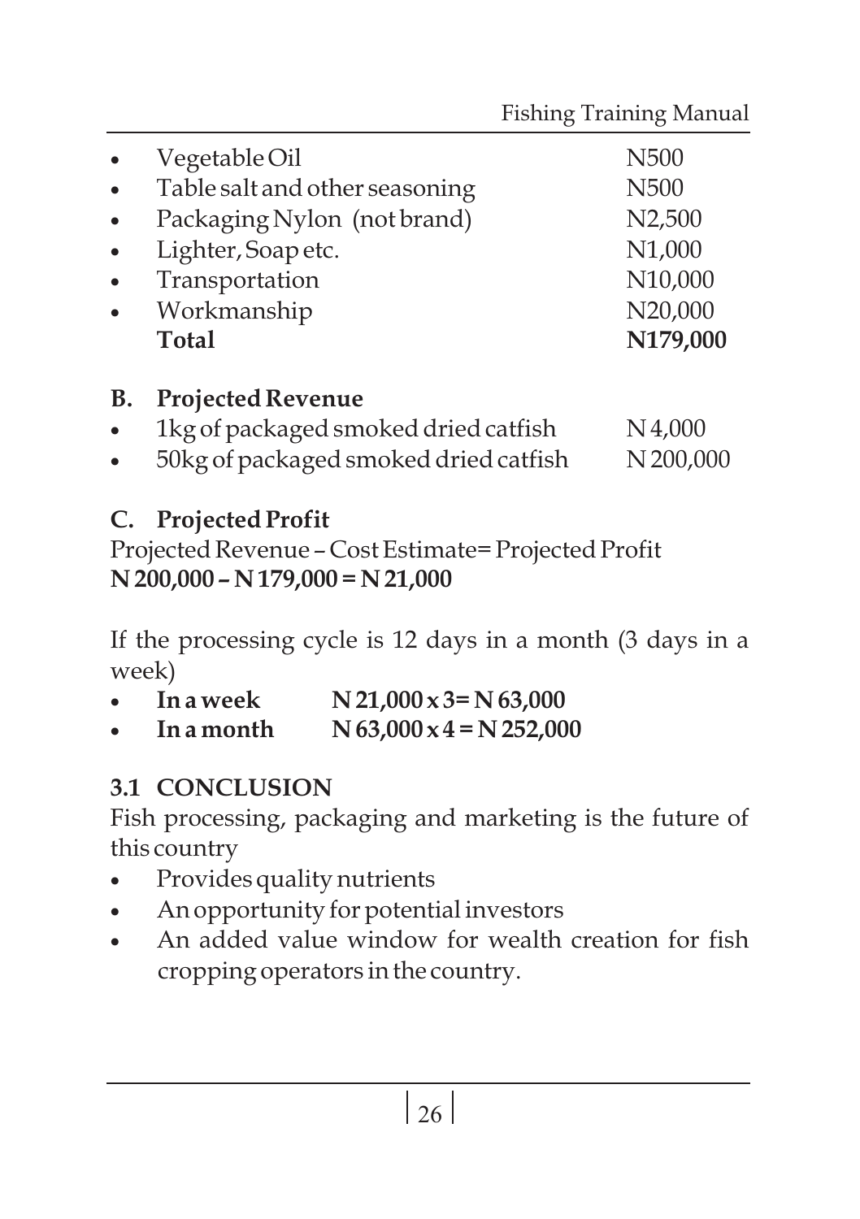- Vegetable Oil N500
- Table salt and other seasoning N500
- Packaging Nylon (not brand) N2,500
- Lighter, Soap etc. N1,000
- Transportation N10,000
- Workmanship N20,000

**Total** **N179,000**

## B. Projected Revenue

- 1kg of packaged smoked dried catfish N 4,000
- 50kg of packaged smoked dried catfish N 200,000

## C. Projected Profit

Projected Revenue – Cost Estimate= Projected Profit

**N 200,000 – N 179,000 = N 21,000**

If the processing cycle is 12 days in a month (3 days in a week)

- **In a week N 21,000 x 3= N 63,000**
- **In a month N 63,000 x 4 = N 252,000**

## 3.1 CONCLUSION

Fish processing, packaging and marketing is the future of this country

- Provides quality nutrients
- An opportunity for potential investors
- An added value window for wealth creation for fish cropping operators in the country.